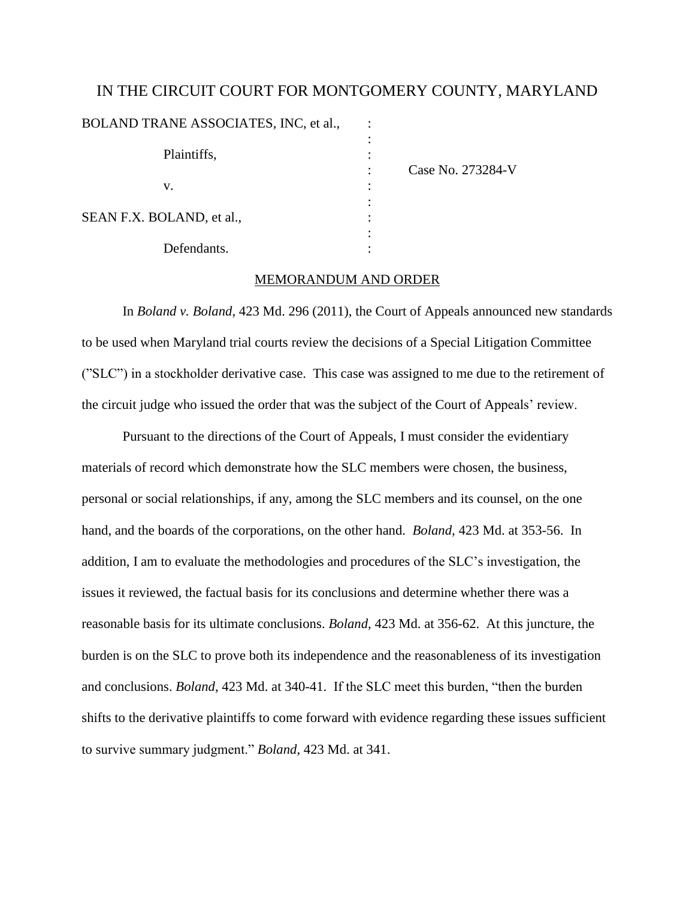# IN THE CIRCUIT COURT FOR MONTGOMERY COUNTY, MARYLAND

BOLAND TRANE ASSOCIATES, INC, et al., :
:
Plaintiffs, :
: Case No. 273284-V
v. :
:
SEAN F.X. BOLAND, et al., :
:
Defendants. :

## MEMORANDUM AND ORDER

In *Boland v. Boland*, 423 Md. 296 (2011), the Court of Appeals announced new standards to be used when Maryland trial courts review the decisions of a Special Litigation Committee ("SLC") in a stockholder derivative case. This case was assigned to me due to the retirement of the circuit judge who issued the order that was the subject of the Court of Appeals' review.

Pursuant to the directions of the Court of Appeals, I must consider the evidentiary materials of record which demonstrate how the SLC members were chosen, the business, personal or social relationships, if any, among the SLC members and its counsel, on the one hand, and the boards of the corporations, on the other hand. *Boland*, 423 Md. at 353-56. In addition, I am to evaluate the methodologies and procedures of the SLC's investigation, the issues it reviewed, the factual basis for its conclusions and determine whether there was a reasonable basis for its ultimate conclusions. *Boland*, 423 Md. at 356-62. At this juncture, the burden is on the SLC to prove both its independence and the reasonableness of its investigation and conclusions. *Boland*, 423 Md. at 340-41. If the SLC meet this burden, "then the burden shifts to the derivative plaintiffs to come forward with evidence regarding these issues sufficient to survive summary judgment." *Boland*, 423 Md. at 341.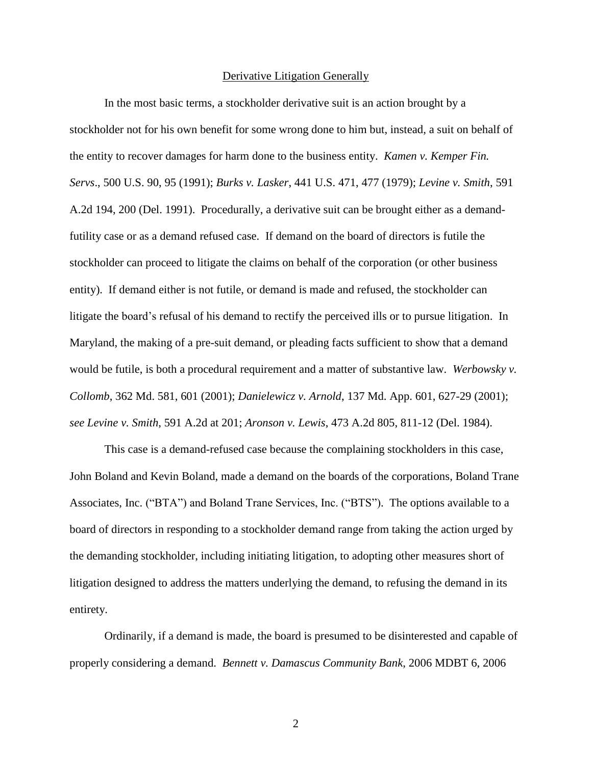## Derivative Litigation Generally

In the most basic terms, a stockholder derivative suit is an action brought by a stockholder not for his own benefit for some wrong done to him but, instead, a suit on behalf of the entity to recover damages for harm done to the business entity. *Kamen v. Kemper Fin. Servs*., 500 U.S. 90, 95 (1991); *Burks v. Lasker*, 441 U.S. 471, 477 (1979); *Levine v. Smith*, 591 A.2d 194, 200 (Del. 1991). Procedurally, a derivative suit can be brought either as a demand-futility case or as a demand refused case. If demand on the board of directors is futile the stockholder can proceed to litigate the claims on behalf of the corporation (or other business entity). If demand either is not futile, or demand is made and refused, the stockholder can litigate the board's refusal of his demand to rectify the perceived ills or to pursue litigation. In Maryland, the making of a pre-suit demand, or pleading facts sufficient to show that a demand would be futile, is both a procedural requirement and a matter of substantive law. *Werbowsky v. Collomb*, 362 Md. 581, 601 (2001); *Danielewicz v. Arnold*, 137 Md. App. 601, 627-29 (2001); *see Levine v. Smith*, 591 A.2d at 201; *Aronson v. Lewis*, 473 A.2d 805, 811-12 (Del. 1984).

This case is a demand-refused case because the complaining stockholders in this case, John Boland and Kevin Boland, made a demand on the boards of the corporations, Boland Trane Associates, Inc. ("BTA") and Boland Trane Services, Inc. ("BTS"). The options available to a board of directors in responding to a stockholder demand range from taking the action urged by the demanding stockholder, including initiating litigation, to adopting other measures short of litigation designed to address the matters underlying the demand, to refusing the demand in its entirety.

Ordinarily, if a demand is made, the board is presumed to be disinterested and capable of properly considering a demand. *Bennett v. Damascus Community Bank*, 2006 MDBT 6, 2006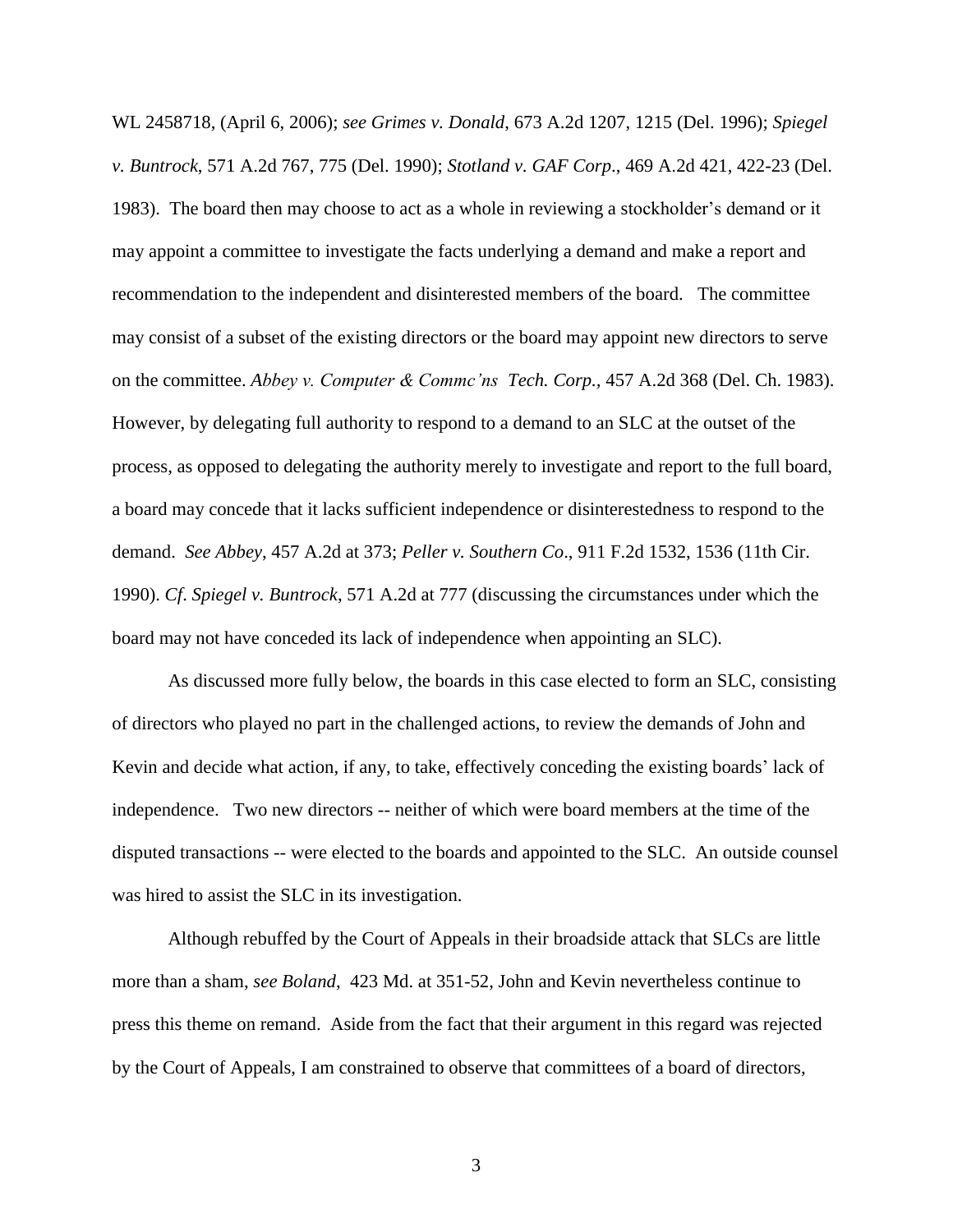WL 2458718, (April 6, 2006); *see Grimes v. Donald*, 673 A.2d 1207, 1215 (Del. 1996); *Spiegel v. Buntrock*, 571 A.2d 767, 775 (Del. 1990); *Stotland v. GAF Corp.*, 469 A.2d 421, 422-23 (Del. 1983). The board then may choose to act as a whole in reviewing a stockholder's demand or it may appoint a committee to investigate the facts underlying a demand and make a report and recommendation to the independent and disinterested members of the board. The committee may consist of a subset of the existing directors or the board may appoint new directors to serve on the committee. *Abbey v. Computer & Commc'ns Tech. Corp.*, 457 A.2d 368 (Del. Ch. 1983). However, by delegating full authority to respond to a demand to an SLC at the outset of the process, as opposed to delegating the authority merely to investigate and report to the full board, a board may concede that it lacks sufficient independence or disinterestedness to respond to the demand. *See Abbey*, 457 A.2d at 373; *Peller v. Southern Co*., 911 F.2d 1532, 1536 (11th Cir. 1990). *Cf*. *Spiegel v. Buntrock*, 571 A.2d at 777 (discussing the circumstances under which the board may not have conceded its lack of independence when appointing an SLC).

As discussed more fully below, the boards in this case elected to form an SLC, consisting of directors who played no part in the challenged actions, to review the demands of John and Kevin and decide what action, if any, to take, effectively conceding the existing boards' lack of independence. Two new directors -- neither of which were board members at the time of the disputed transactions -- were elected to the boards and appointed to the SLC. An outside counsel was hired to assist the SLC in its investigation.

Although rebuffed by the Court of Appeals in their broadside attack that SLCs are little more than a sham, *see Boland*, 423 Md. at 351-52, John and Kevin nevertheless continue to press this theme on remand. Aside from the fact that their argument in this regard was rejected by the Court of Appeals, I am constrained to observe that committees of a board of directors,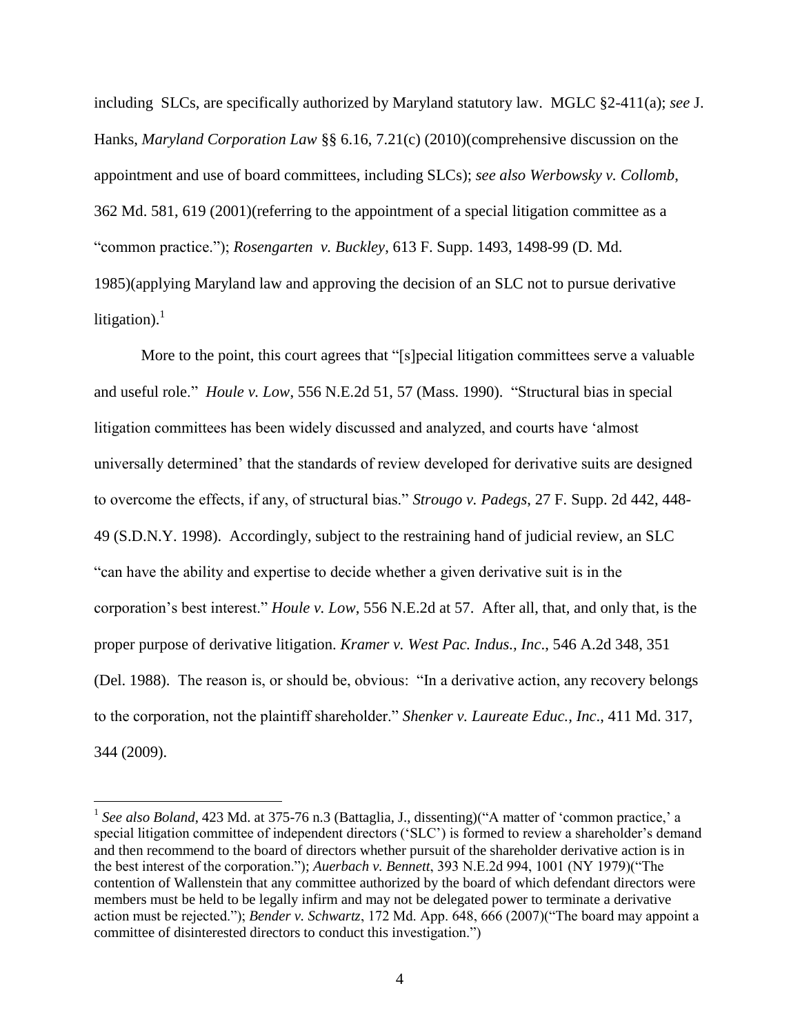including SLCs, are specifically authorized by Maryland statutory law. MGLC §2-411(a); *see* J. Hanks, *Maryland Corporation Law* §§ 6.16, 7.21(c) (2010)(comprehensive discussion on the appointment and use of board committees, including SLCs); *see also Werbowsky v. Collomb*, 362 Md. 581, 619 (2001)(referring to the appointment of a special litigation committee as a "common practice."); *Rosengarten v. Buckley*, 613 F. Supp. 1493, 1498-99 (D. Md. 1985)(applying Maryland law and approving the decision of an SLC not to pursue derivative litigation).[1]

More to the point, this court agrees that "[s]pecial litigation committees serve a valuable and useful role." *Houle v. Low*, 556 N.E.2d 51, 57 (Mass. 1990). "Structural bias in special litigation committees has been widely discussed and analyzed, and courts have 'almost universally determined' that the standards of review developed for derivative suits are designed to overcome the effects, if any, of structural bias." *Strougo v. Padegs*, 27 F. Supp. 2d 442, 448-49 (S.D.N.Y. 1998). Accordingly, subject to the restraining hand of judicial review, an SLC "can have the ability and expertise to decide whether a given derivative suit is in the corporation's best interest." *Houle v. Low*, 556 N.E.2d at 57. After all, that, and only that, is the proper purpose of derivative litigation. *Kramer v. West Pac. Indus., Inc*., 546 A.2d 348, 351 (Del. 1988). The reason is, or should be, obvious: "In a derivative action, any recovery belongs to the corporation, not the plaintiff shareholder." *Shenker v. Laureate Educ., Inc*., 411 Md. 317, 344 (2009).

---

[1] *See also Boland*, 423 Md. at 375-76 n.3 (Battaglia, J., dissenting)("A matter of 'common practice,' a special litigation committee of independent directors ('SLC') is formed to review a shareholder's demand and then recommend to the board of directors whether pursuit of the shareholder derivative action is in the best interest of the corporation."); *Auerbach v. Bennett*, 393 N.E.2d 994, 1001 (NY 1979)("The contention of Wallenstein that any committee authorized by the board of which defendant directors were members must be held to be legally infirm and may not be delegated power to terminate a derivative action must be rejected."); *Bender v. Schwartz*, 172 Md. App. 648, 666 (2007)("The board may appoint a committee of disinterested directors to conduct this investigation.")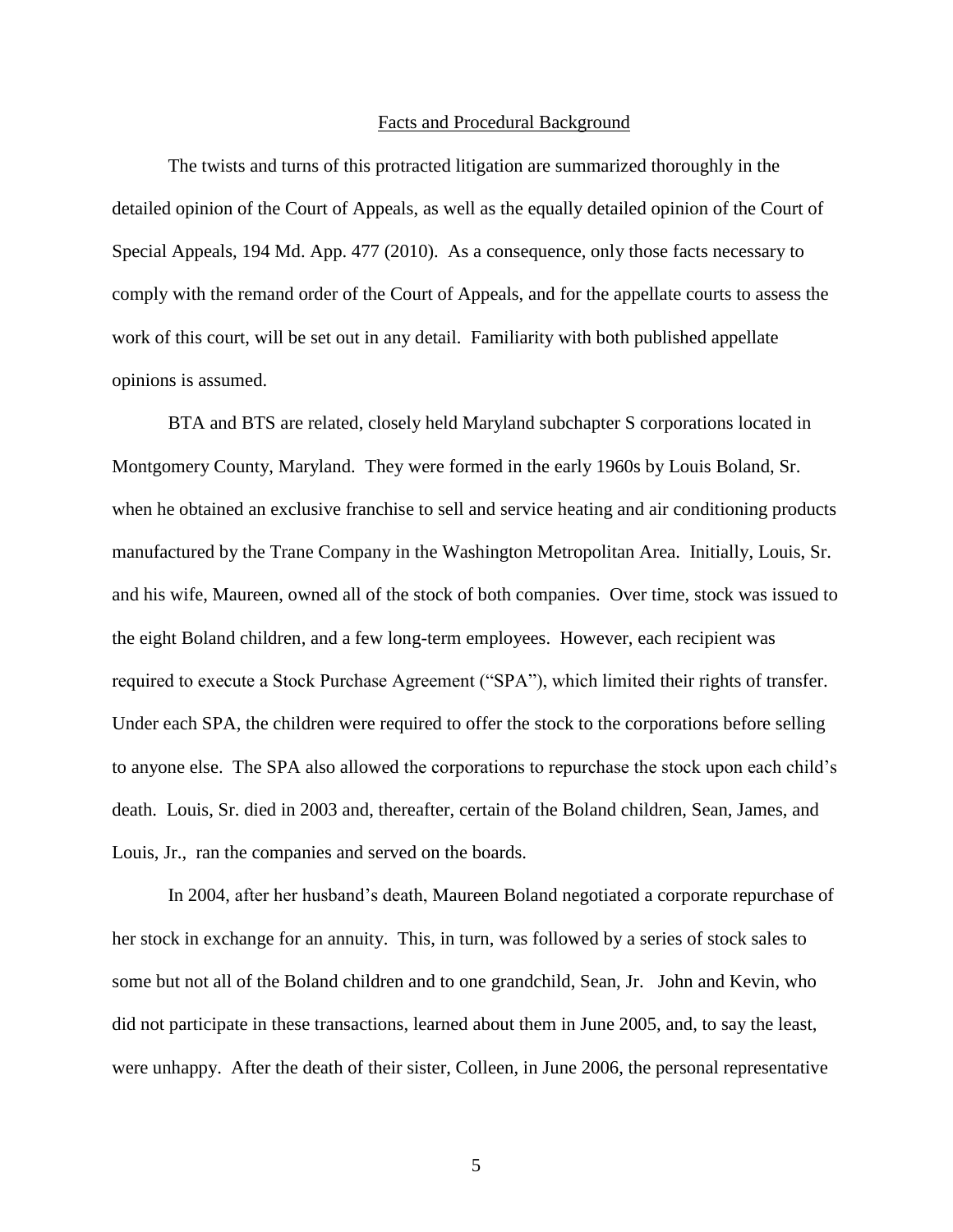## Facts and Procedural Background

The twists and turns of this protracted litigation are summarized thoroughly in the detailed opinion of the Court of Appeals, as well as the equally detailed opinion of the Court of Special Appeals, 194 Md. App. 477 (2010). As a consequence, only those facts necessary to comply with the remand order of the Court of Appeals, and for the appellate courts to assess the work of this court, will be set out in any detail. Familiarity with both published appellate opinions is assumed.

BTA and BTS are related, closely held Maryland subchapter S corporations located in Montgomery County, Maryland. They were formed in the early 1960s by Louis Boland, Sr. when he obtained an exclusive franchise to sell and service heating and air conditioning products manufactured by the Trane Company in the Washington Metropolitan Area. Initially, Louis, Sr. and his wife, Maureen, owned all of the stock of both companies. Over time, stock was issued to the eight Boland children, and a few long-term employees. However, each recipient was required to execute a Stock Purchase Agreement ("SPA"), which limited their rights of transfer. Under each SPA, the children were required to offer the stock to the corporations before selling to anyone else. The SPA also allowed the corporations to repurchase the stock upon each child's death. Louis, Sr. died in 2003 and, thereafter, certain of the Boland children, Sean, James, and Louis, Jr., ran the companies and served on the boards.

In 2004, after her husband's death, Maureen Boland negotiated a corporate repurchase of her stock in exchange for an annuity. This, in turn, was followed by a series of stock sales to some but not all of the Boland children and to one grandchild, Sean, Jr. John and Kevin, who did not participate in these transactions, learned about them in June 2005, and, to say the least, were unhappy. After the death of their sister, Colleen, in June 2006, the personal representative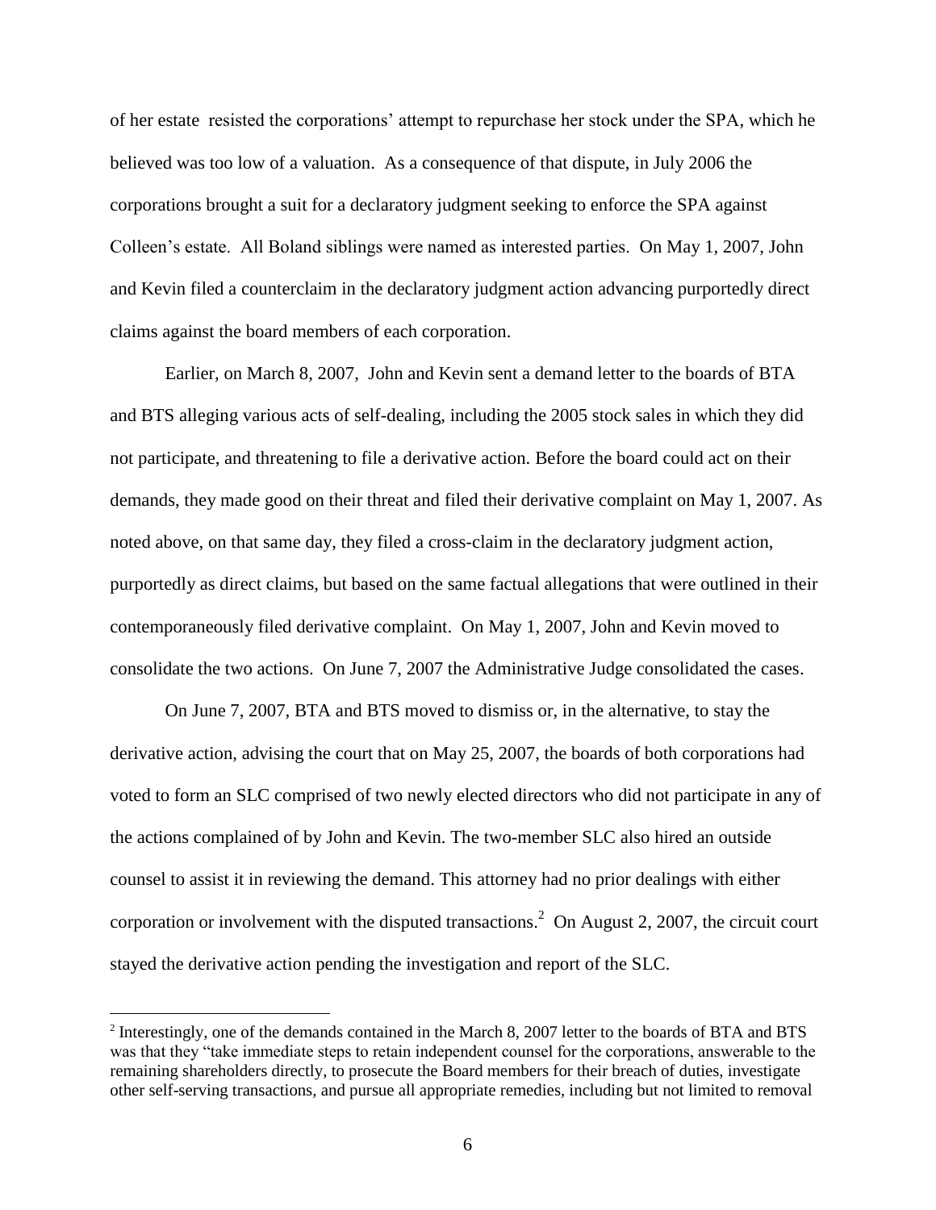of her estate resisted the corporations' attempt to repurchase her stock under the SPA, which he believed was too low of a valuation. As a consequence of that dispute, in July 2006 the corporations brought a suit for a declaratory judgment seeking to enforce the SPA against Colleen's estate. All Boland siblings were named as interested parties. On May 1, 2007, John and Kevin filed a counterclaim in the declaratory judgment action advancing purportedly direct claims against the board members of each corporation.

Earlier, on March 8, 2007, John and Kevin sent a demand letter to the boards of BTA and BTS alleging various acts of self-dealing, including the 2005 stock sales in which they did not participate, and threatening to file a derivative action. Before the board could act on their demands, they made good on their threat and filed their derivative complaint on May 1, 2007. As noted above, on that same day, they filed a cross-claim in the declaratory judgment action, purportedly as direct claims, but based on the same factual allegations that were outlined in their contemporaneously filed derivative complaint. On May 1, 2007, John and Kevin moved to consolidate the two actions. On June 7, 2007 the Administrative Judge consolidated the cases.

On June 7, 2007, BTA and BTS moved to dismiss or, in the alternative, to stay the derivative action, advising the court that on May 25, 2007, the boards of both corporations had voted to form an SLC comprised of two newly elected directors who did not participate in any of the actions complained of by John and Kevin. The two-member SLC also hired an outside counsel to assist it in reviewing the demand. This attorney had no prior dealings with either corporation or involvement with the disputed transactions.[2] On August 2, 2007, the circuit court stayed the derivative action pending the investigation and report of the SLC.

[2] Interestingly, one of the demands contained in the March 8, 2007 letter to the boards of BTA and BTS was that they "take immediate steps to retain independent counsel for the corporations, answerable to the remaining shareholders directly, to prosecute the Board members for their breach of duties, investigate other self-serving transactions, and pursue all appropriate remedies, including but not limited to removal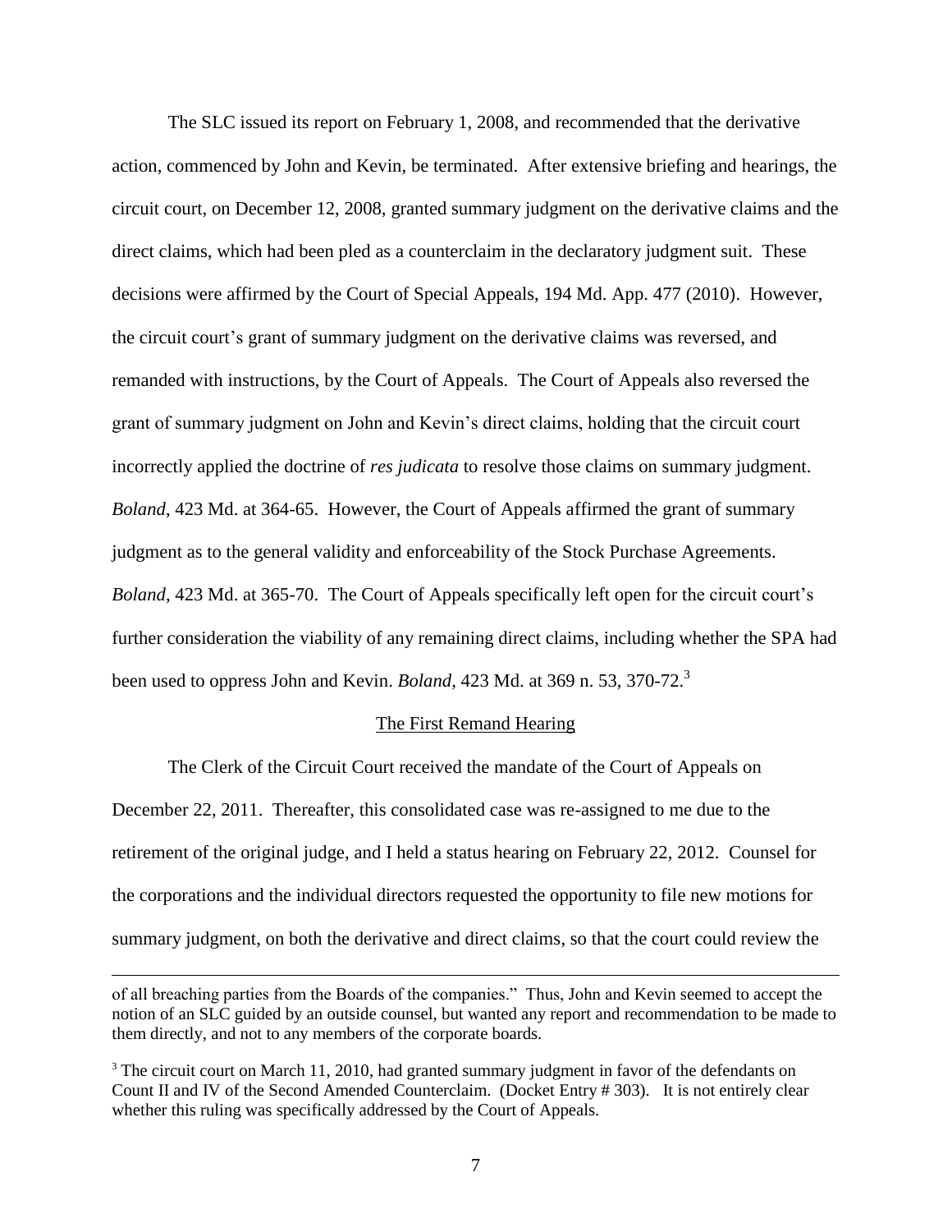The SLC issued its report on February 1, 2008, and recommended that the derivative action, commenced by John and Kevin, be terminated. After extensive briefing and hearings, the circuit court, on December 12, 2008, granted summary judgment on the derivative claims and the direct claims, which had been pled as a counterclaim in the declaratory judgment suit. These decisions were affirmed by the Court of Special Appeals, 194 Md. App. 477 (2010). However, the circuit court's grant of summary judgment on the derivative claims was reversed, and remanded with instructions, by the Court of Appeals. The Court of Appeals also reversed the grant of summary judgment on John and Kevin's direct claims, holding that the circuit court incorrectly applied the doctrine of *res judicata* to resolve those claims on summary judgment. *Boland*, 423 Md. at 364-65. However, the Court of Appeals affirmed the grant of summary judgment as to the general validity and enforceability of the Stock Purchase Agreements. *Boland*, 423 Md. at 365-70. The Court of Appeals specifically left open for the circuit court's further consideration the viability of any remaining direct claims, including whether the SPA had been used to oppress John and Kevin. *Boland*, 423 Md. at 369 n. 53, 370-72.[3]

<u>The First Remand Hearing</u>

The Clerk of the Circuit Court received the mandate of the Court of Appeals on December 22, 2011. Thereafter, this consolidated case was re-assigned to me due to the retirement of the original judge, and I held a status hearing on February 22, 2012. Counsel for the corporations and the individual directors requested the opportunity to file new motions for summary judgment, on both the derivative and direct claims, so that the court could review the

---

of all breaching parties from the Boards of the companies." Thus, John and Kevin seemed to accept the notion of an SLC guided by an outside counsel, but wanted any report and recommendation to be made to them directly, and not to any members of the corporate boards.

[3] The circuit court on March 11, 2010, had granted summary judgment in favor of the defendants on Count II and IV of the Second Amended Counterclaim. (Docket Entry # 303). It is not entirely clear whether this ruling was specifically addressed by the Court of Appeals.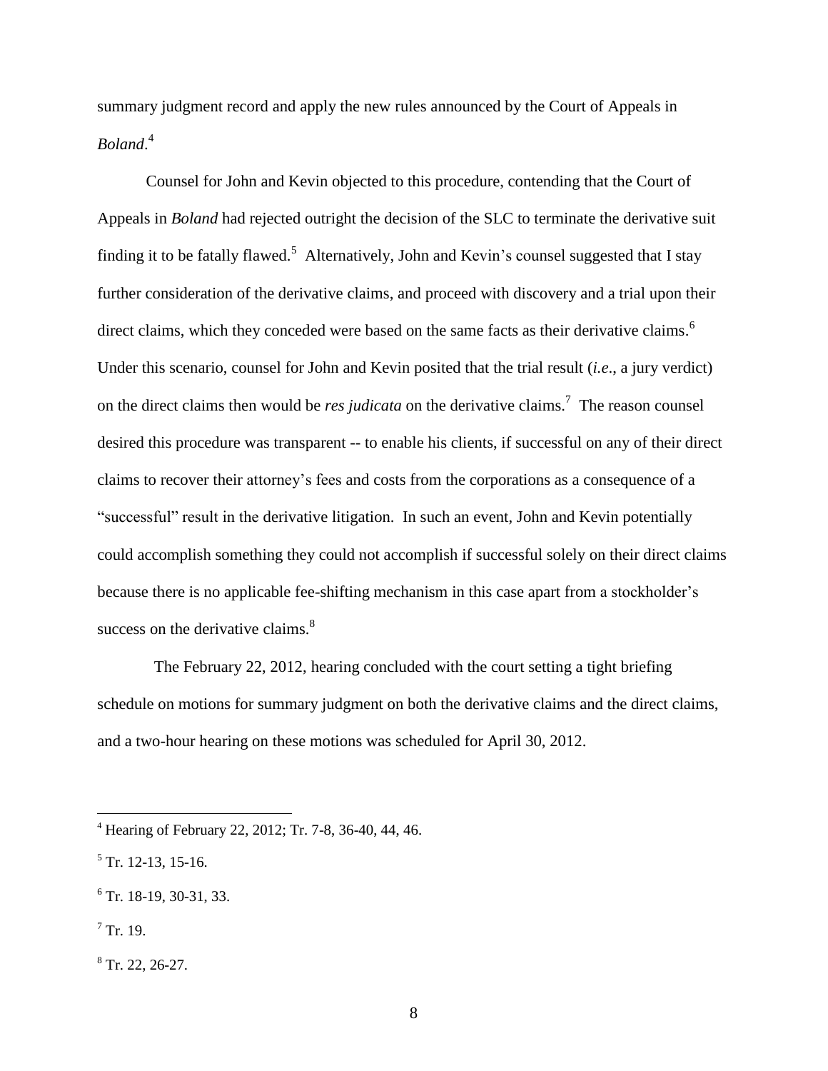summary judgment record and apply the new rules announced by the Court of Appeals in *Boland*.[4]

Counsel for John and Kevin objected to this procedure, contending that the Court of Appeals in *Boland* had rejected outright the decision of the SLC to terminate the derivative suit finding it to be fatally flawed.[5] Alternatively, John and Kevin's counsel suggested that I stay further consideration of the derivative claims, and proceed with discovery and a trial upon their direct claims, which they conceded were based on the same facts as their derivative claims.[6] Under this scenario, counsel for John and Kevin posited that the trial result (*i.e*., a jury verdict) on the direct claims then would be *res judicata* on the derivative claims.[7] The reason counsel desired this procedure was transparent -- to enable his clients, if successful on any of their direct claims to recover their attorney's fees and costs from the corporations as a consequence of a "successful" result in the derivative litigation. In such an event, John and Kevin potentially could accomplish something they could not accomplish if successful solely on their direct claims because there is no applicable fee-shifting mechanism in this case apart from a stockholder's success on the derivative claims.[8]

The February 22, 2012, hearing concluded with the court setting a tight briefing schedule on motions for summary judgment on both the derivative claims and the direct claims, and a two-hour hearing on these motions was scheduled for April 30, 2012.

---

[4] Hearing of February 22, 2012; Tr. 7-8, 36-40, 44, 46.

[5] Tr. 12-13, 15-16.

[6] Tr. 18-19, 30-31, 33.

[7] Tr. 19.

[8] Tr. 22, 26-27.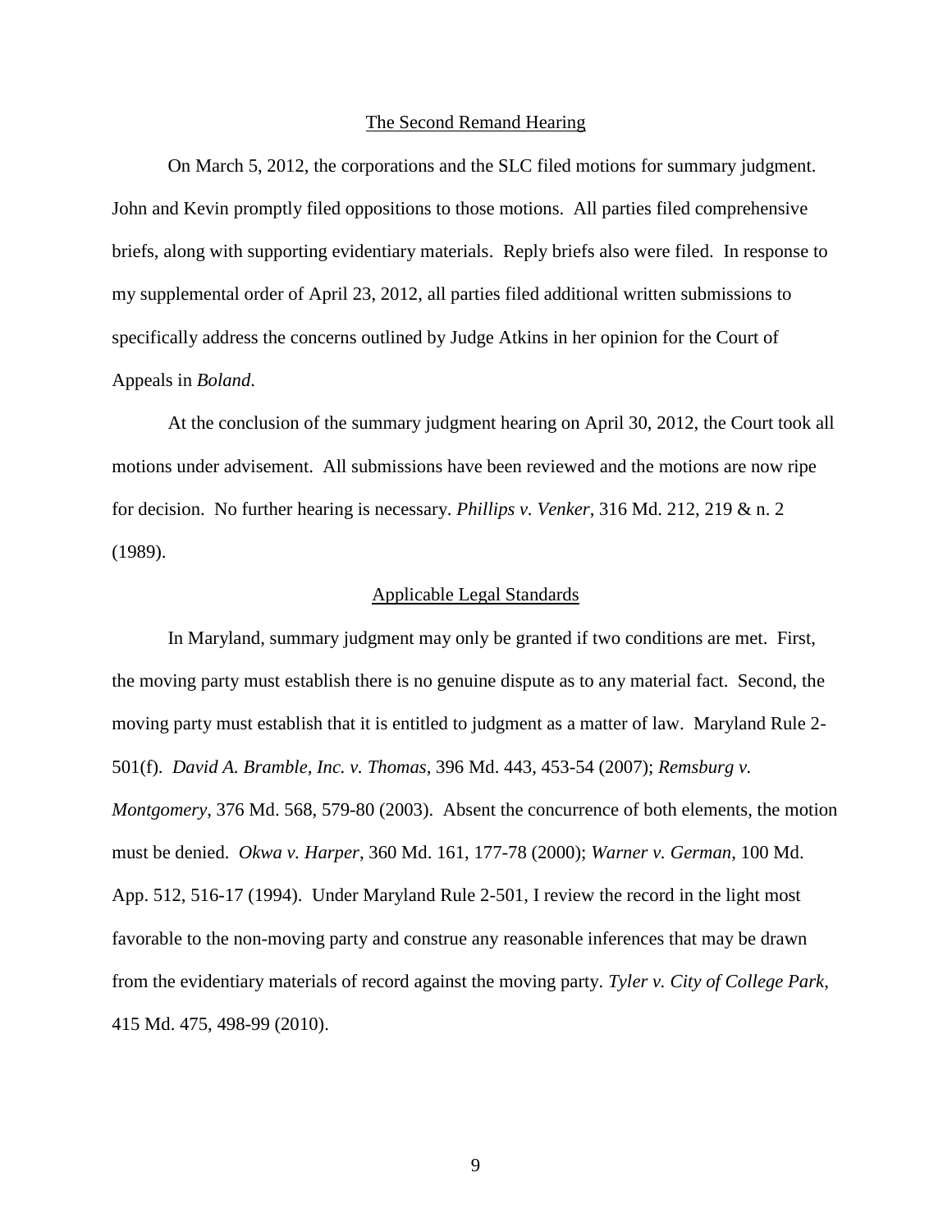## The Second Remand Hearing

On March 5, 2012, the corporations and the SLC filed motions for summary judgment. John and Kevin promptly filed oppositions to those motions. All parties filed comprehensive briefs, along with supporting evidentiary materials. Reply briefs also were filed. In response to my supplemental order of April 23, 2012, all parties filed additional written submissions to specifically address the concerns outlined by Judge Atkins in her opinion for the Court of Appeals in *Boland*.

At the conclusion of the summary judgment hearing on April 30, 2012, the Court took all motions under advisement. All submissions have been reviewed and the motions are now ripe for decision. No further hearing is necessary. *Phillips v. Venker*, 316 Md. 212, 219 & n. 2 (1989).

## Applicable Legal Standards

In Maryland, summary judgment may only be granted if two conditions are met. First, the moving party must establish there is no genuine dispute as to any material fact. Second, the moving party must establish that it is entitled to judgment as a matter of law. Maryland Rule 2-501(f). *David A. Bramble, Inc. v. Thomas*, 396 Md. 443, 453-54 (2007); *Remsburg v. Montgomery*, 376 Md. 568, 579-80 (2003). Absent the concurrence of both elements, the motion must be denied. *Okwa v. Harper*, 360 Md. 161, 177-78 (2000); *Warner v. German*, 100 Md. App. 512, 516-17 (1994). Under Maryland Rule 2-501, I review the record in the light most favorable to the non-moving party and construe any reasonable inferences that may be drawn from the evidentiary materials of record against the moving party. *Tyler v. City of College Park*, 415 Md. 475, 498-99 (2010).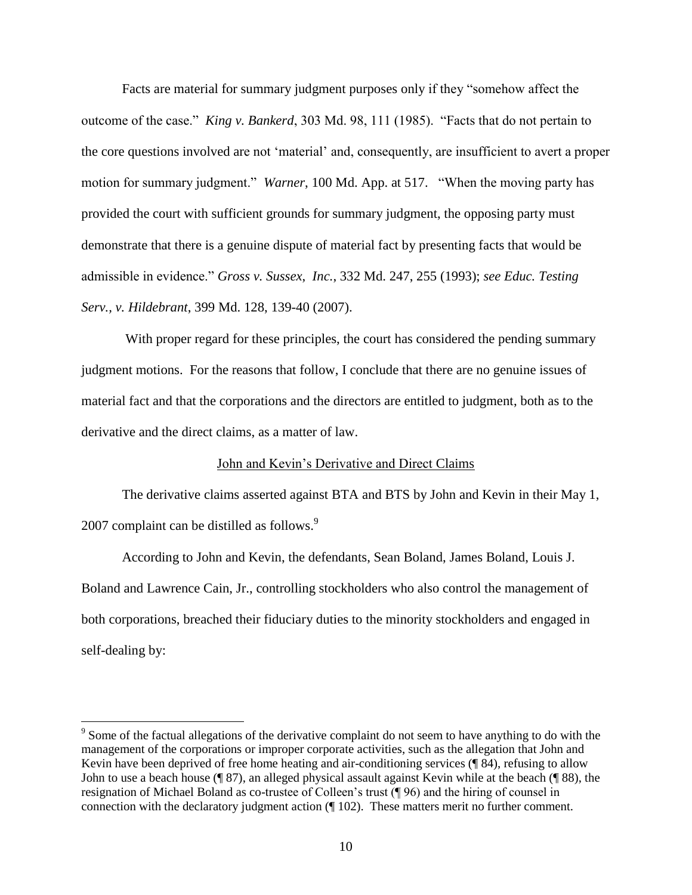Facts are material for summary judgment purposes only if they "somehow affect the outcome of the case." *King v. Bankerd*, 303 Md. 98, 111 (1985). "Facts that do not pertain to the core questions involved are not 'material' and, consequently, are insufficient to avert a proper motion for summary judgment." *Warner*, 100 Md. App. at 517. "When the moving party has provided the court with sufficient grounds for summary judgment, the opposing party must demonstrate that there is a genuine dispute of material fact by presenting facts that would be admissible in evidence." *Gross v. Sussex, Inc.*, 332 Md. 247, 255 (1993); *see Educ. Testing Serv., v. Hildebrant*, 399 Md. 128, 139-40 (2007).

With proper regard for these principles, the court has considered the pending summary judgment motions. For the reasons that follow, I conclude that there are no genuine issues of material fact and that the corporations and the directors are entitled to judgment, both as to the derivative and the direct claims, as a matter of law.

<u>John and Kevin's Derivative and Direct Claims</u>

The derivative claims asserted against BTA and BTS by John and Kevin in their May 1, 2007 complaint can be distilled as follows.[9]

According to John and Kevin, the defendants, Sean Boland, James Boland, Louis J. Boland and Lawrence Cain, Jr., controlling stockholders who also control the management of both corporations, breached their fiduciary duties to the minority stockholders and engaged in self-dealing by:

---

[9] Some of the factual allegations of the derivative complaint do not seem to have anything to do with the management of the corporations or improper corporate activities, such as the allegation that John and Kevin have been deprived of free home heating and air-conditioning services (¶ 84), refusing to allow John to use a beach house (¶ 87), an alleged physical assault against Kevin while at the beach (¶ 88), the resignation of Michael Boland as co-trustee of Colleen's trust (¶ 96) and the hiring of counsel in connection with the declaratory judgment action (¶ 102). These matters merit no further comment.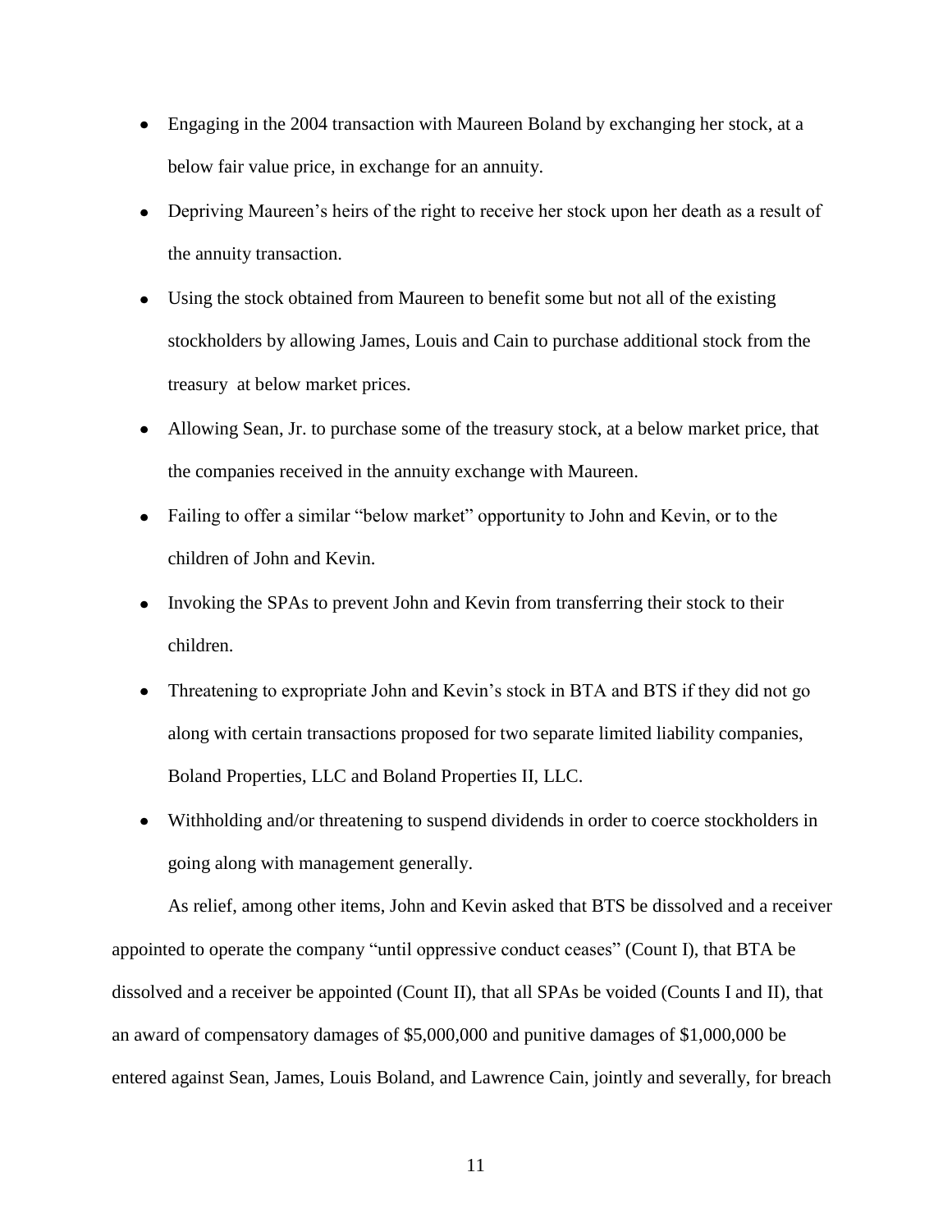- Engaging in the 2004 transaction with Maureen Boland by exchanging her stock, at a below fair value price, in exchange for an annuity.
- Depriving Maureen's heirs of the right to receive her stock upon her death as a result of the annuity transaction.
- Using the stock obtained from Maureen to benefit some but not all of the existing stockholders by allowing James, Louis and Cain to purchase additional stock from the treasury at below market prices.
- Allowing Sean, Jr. to purchase some of the treasury stock, at a below market price, that the companies received in the annuity exchange with Maureen.
- Failing to offer a similar "below market" opportunity to John and Kevin, or to the children of John and Kevin.
- Invoking the SPAs to prevent John and Kevin from transferring their stock to their children.
- Threatening to expropriate John and Kevin's stock in BTA and BTS if they did not go along with certain transactions proposed for two separate limited liability companies, Boland Properties, LLC and Boland Properties II, LLC.
- Withholding and/or threatening to suspend dividends in order to coerce stockholders in going along with management generally.

As relief, among other items, John and Kevin asked that BTS be dissolved and a receiver appointed to operate the company "until oppressive conduct ceases" (Count I), that BTA be dissolved and a receiver be appointed (Count II), that all SPAs be voided (Counts I and II), that an award of compensatory damages of $5,000,000 and punitive damages of $1,000,000 be entered against Sean, James, Louis Boland, and Lawrence Cain, jointly and severally, for breach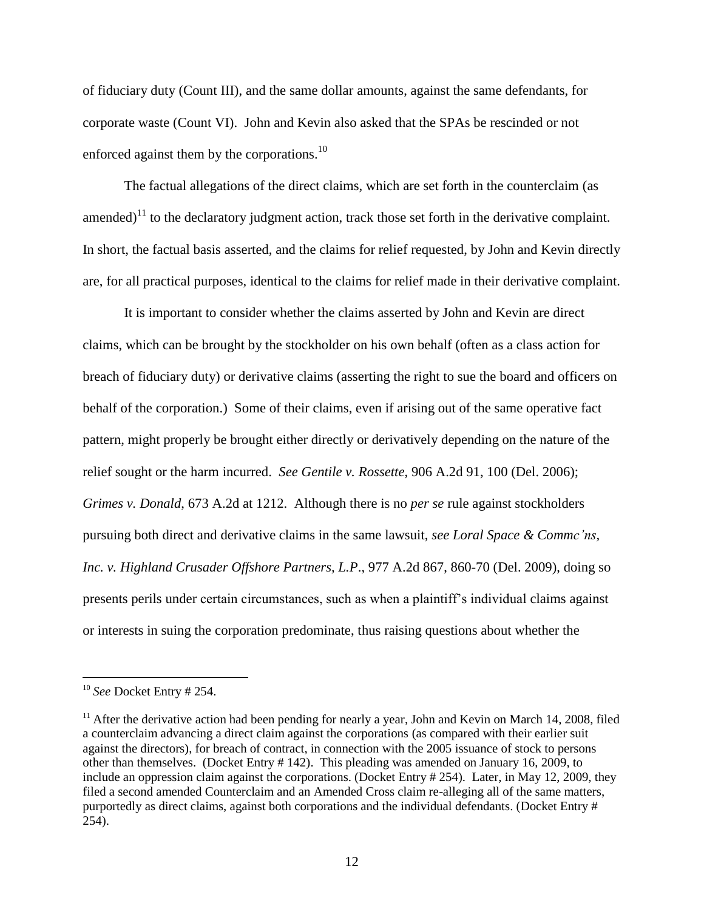of fiduciary duty (Count III), and the same dollar amounts, against the same defendants, for corporate waste (Count VI). John and Kevin also asked that the SPAs be rescinded or not enforced against them by the corporations.[10]

The factual allegations of the direct claims, which are set forth in the counterclaim (as amended)[11] to the declaratory judgment action, track those set forth in the derivative complaint. In short, the factual basis asserted, and the claims for relief requested, by John and Kevin directly are, for all practical purposes, identical to the claims for relief made in their derivative complaint.

It is important to consider whether the claims asserted by John and Kevin are direct claims, which can be brought by the stockholder on his own behalf (often as a class action for breach of fiduciary duty) or derivative claims (asserting the right to sue the board and officers on behalf of the corporation.) Some of their claims, even if arising out of the same operative fact pattern, might properly be brought either directly or derivatively depending on the nature of the relief sought or the harm incurred. *See Gentile v. Rossette*, 906 A.2d 91, 100 (Del. 2006); *Grimes v. Donald*, 673 A.2d at 1212. Although there is no *per se* rule against stockholders pursuing both direct and derivative claims in the same lawsuit, *see Loral Space & Commc'ns, Inc. v. Highland Crusader Offshore Partners, L.P.*, 977 A.2d 867, 860-70 (Del. 2009), doing so presents perils under certain circumstances, such as when a plaintiff's individual claims against or interests in suing the corporation predominate, thus raising questions about whether the

---

[10] *See* Docket Entry # 254.

[11] After the derivative action had been pending for nearly a year, John and Kevin on March 14, 2008, filed a counterclaim advancing a direct claim against the corporations (as compared with their earlier suit against the directors), for breach of contract, in connection with the 2005 issuance of stock to persons other than themselves. (Docket Entry # 142). This pleading was amended on January 16, 2009, to include an oppression claim against the corporations. (Docket Entry # 254). Later, in May 12, 2009, they filed a second amended Counterclaim and an Amended Cross claim re-alleging all of the same matters, purportedly as direct claims, against both corporations and the individual defendants. (Docket Entry # 254).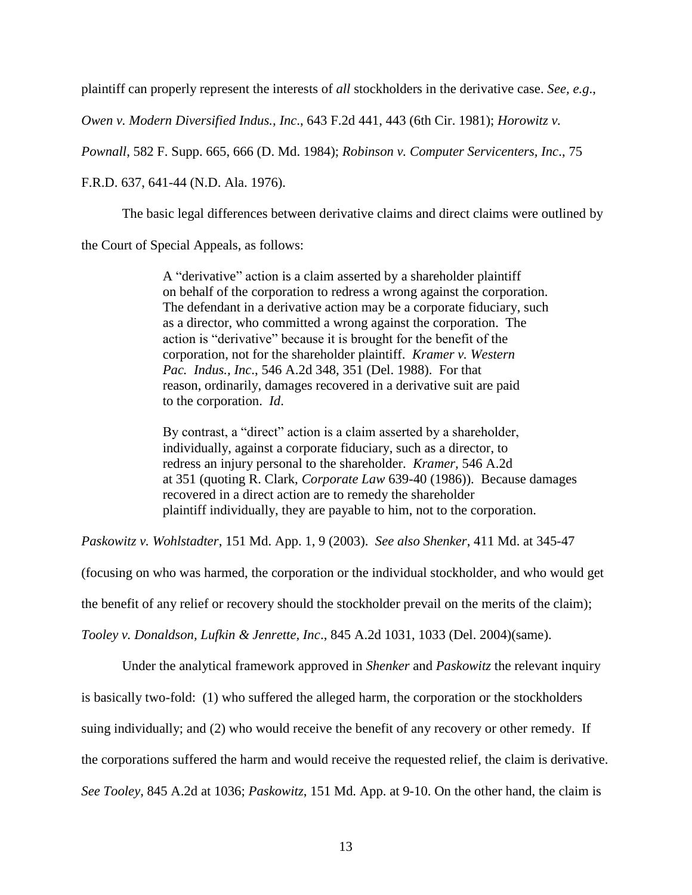plaintiff can properly represent the interests of *all* stockholders in the derivative case. *See, e.g.*, *Owen v. Modern Diversified Indus., Inc*., 643 F.2d 441, 443 (6th Cir. 1981); *Horowitz v. Pownall*, 582 F. Supp. 665, 666 (D. Md. 1984); *Robinson v. Computer Servicenters, Inc*., 75 F.R.D. 637, 641-44 (N.D. Ala. 1976).

The basic legal differences between derivative claims and direct claims were outlined by the Court of Special Appeals, as follows:

> A "derivative" action is a claim asserted by a shareholder plaintiff on behalf of the corporation to redress a wrong against the corporation. The defendant in a derivative action may be a corporate fiduciary, such as a director, who committed a wrong against the corporation. The action is "derivative" because it is brought for the benefit of the corporation, not for the shareholder plaintiff. *Kramer v. Western Pac. Indus., Inc*., 546 A.2d 348, 351 (Del. 1988). For that reason, ordinarily, damages recovered in a derivative suit are paid to the corporation. *Id*.
>
> By contrast, a "direct" action is a claim asserted by a shareholder, individually, against a corporate fiduciary, such as a director, to redress an injury personal to the shareholder. *Kramer*, 546 A.2d at 351 (quoting R. Clark, *Corporate Law* 639-40 (1986)). Because damages recovered in a direct action are to remedy the shareholder plaintiff individually, they are payable to him, not to the corporation.

*Paskowitz v. Wohlstadter*, 151 Md. App. 1, 9 (2003). *See also Shenker*, 411 Md. at 345-47 (focusing on who was harmed, the corporation or the individual stockholder, and who would get the benefit of any relief or recovery should the stockholder prevail on the merits of the claim); *Tooley v. Donaldson, Lufkin & Jenrette, Inc*., 845 A.2d 1031, 1033 (Del. 2004)(same).

Under the analytical framework approved in *Shenker* and *Paskowitz* the relevant inquiry is basically two-fold: (1) who suffered the alleged harm, the corporation or the stockholders suing individually; and (2) who would receive the benefit of any recovery or other remedy. If the corporations suffered the harm and would receive the requested relief, the claim is derivative. *See Tooley*, 845 A.2d at 1036; *Paskowitz*, 151 Md. App. at 9-10. On the other hand, the claim is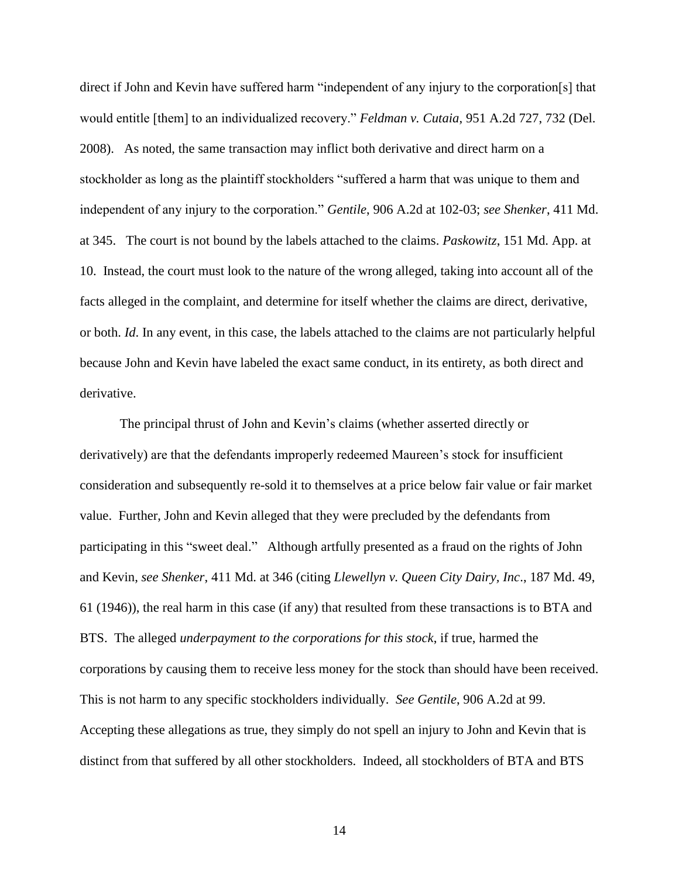direct if John and Kevin have suffered harm "independent of any injury to the corporation[s] that would entitle [them] to an individualized recovery." *Feldman v. Cutaia*, 951 A.2d 727, 732 (Del. 2008). As noted, the same transaction may inflict both derivative and direct harm on a stockholder as long as the plaintiff stockholders "suffered a harm that was unique to them and independent of any injury to the corporation." *Gentile*, 906 A.2d at 102-03; *see Shenker*, 411 Md. at 345. The court is not bound by the labels attached to the claims. *Paskowitz*, 151 Md. App. at 10. Instead, the court must look to the nature of the wrong alleged, taking into account all of the facts alleged in the complaint, and determine for itself whether the claims are direct, derivative, or both. *Id*. In any event, in this case, the labels attached to the claims are not particularly helpful because John and Kevin have labeled the exact same conduct, in its entirety, as both direct and derivative.

The principal thrust of John and Kevin's claims (whether asserted directly or derivatively) are that the defendants improperly redeemed Maureen's stock for insufficient consideration and subsequently re-sold it to themselves at a price below fair value or fair market value. Further, John and Kevin alleged that they were precluded by the defendants from participating in this "sweet deal." Although artfully presented as a fraud on the rights of John and Kevin, *see Shenker*, 411 Md. at 346 (citing *Llewellyn v. Queen City Dairy, Inc*., 187 Md. 49, 61 (1946)), the real harm in this case (if any) that resulted from these transactions is to BTA and BTS. The alleged *underpayment to the corporations for this stock*, if true, harmed the corporations by causing them to receive less money for the stock than should have been received. This is not harm to any specific stockholders individually. *See Gentile*, 906 A.2d at 99. Accepting these allegations as true, they simply do not spell an injury to John and Kevin that is distinct from that suffered by all other stockholders. Indeed, all stockholders of BTA and BTS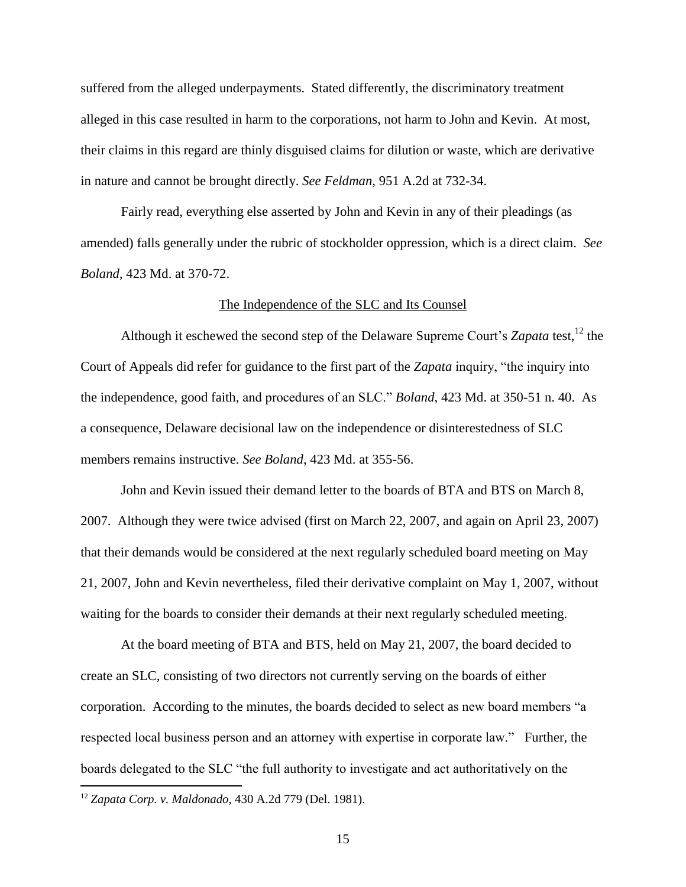suffered from the alleged underpayments. Stated differently, the discriminatory treatment alleged in this case resulted in harm to the corporations, not harm to John and Kevin. At most, their claims in this regard are thinly disguised claims for dilution or waste, which are derivative in nature and cannot be brought directly. *See Feldman*, 951 A.2d at 732-34.

Fairly read, everything else asserted by John and Kevin in any of their pleadings (as amended) falls generally under the rubric of stockholder oppression, which is a direct claim. *See Boland*, 423 Md. at 370-72.

<u>The Independence of the SLC and Its Counsel</u>

Although it eschewed the second step of the Delaware Supreme Court's *Zapata* test,[12] the Court of Appeals did refer for guidance to the first part of the *Zapata* inquiry, "the inquiry into the independence, good faith, and procedures of an SLC." *Boland*, 423 Md. at 350-51 n. 40. As a consequence, Delaware decisional law on the independence or disinterestedness of SLC members remains instructive. *See Boland*, 423 Md. at 355-56.

John and Kevin issued their demand letter to the boards of BTA and BTS on March 8, 2007. Although they were twice advised (first on March 22, 2007, and again on April 23, 2007) that their demands would be considered at the next regularly scheduled board meeting on May 21, 2007, John and Kevin nevertheless, filed their derivative complaint on May 1, 2007, without waiting for the boards to consider their demands at their next regularly scheduled meeting.

At the board meeting of BTA and BTS, held on May 21, 2007, the board decided to create an SLC, consisting of two directors not currently serving on the boards of either corporation. According to the minutes, the boards decided to select as new board members "a respected local business person and an attorney with expertise in corporate law." Further, the boards delegated to the SLC "the full authority to investigate and act authoritatively on the

[12] *Zapata Corp. v. Maldonado*, 430 A.2d 779 (Del. 1981).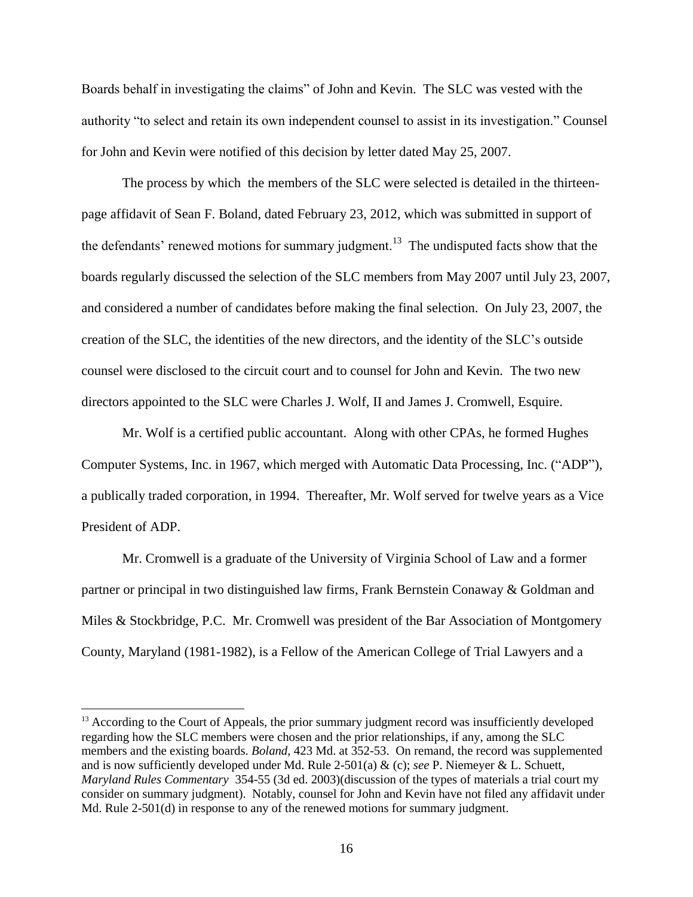Boards behalf in investigating the claims" of John and Kevin. The SLC was vested with the authority "to select and retain its own independent counsel to assist in its investigation." Counsel for John and Kevin were notified of this decision by letter dated May 25, 2007.

The process by which the members of the SLC were selected is detailed in the thirteen-page affidavit of Sean F. Boland, dated February 23, 2012, which was submitted in support of the defendants' renewed motions for summary judgment.[13] The undisputed facts show that the boards regularly discussed the selection of the SLC members from May 2007 until July 23, 2007, and considered a number of candidates before making the final selection. On July 23, 2007, the creation of the SLC, the identities of the new directors, and the identity of the SLC's outside counsel were disclosed to the circuit court and to counsel for John and Kevin. The two new directors appointed to the SLC were Charles J. Wolf, II and James J. Cromwell, Esquire.

Mr. Wolf is a certified public accountant. Along with other CPAs, he formed Hughes Computer Systems, Inc. in 1967, which merged with Automatic Data Processing, Inc. ("ADP"), a publically traded corporation, in 1994. Thereafter, Mr. Wolf served for twelve years as a Vice President of ADP.

Mr. Cromwell is a graduate of the University of Virginia School of Law and a former partner or principal in two distinguished law firms, Frank Bernstein Conaway & Goldman and Miles & Stockbridge, P.C. Mr. Cromwell was president of the Bar Association of Montgomery County, Maryland (1981-1982), is a Fellow of the American College of Trial Lawyers and a

---

[13] According to the Court of Appeals, the prior summary judgment record was insufficiently developed regarding how the SLC members were chosen and the prior relationships, if any, among the SLC members and the existing boards. *Boland*, 423 Md. at 352-53. On remand, the record was supplemented and is now sufficiently developed under Md. Rule 2-501(a) & (c); *see* P. Niemeyer & L. Schuett, *Maryland Rules Commentary* 354-55 (3d ed. 2003)(discussion of the types of materials a trial court my consider on summary judgment). Notably, counsel for John and Kevin have not filed any affidavit under Md. Rule 2-501(d) in response to any of the renewed motions for summary judgment.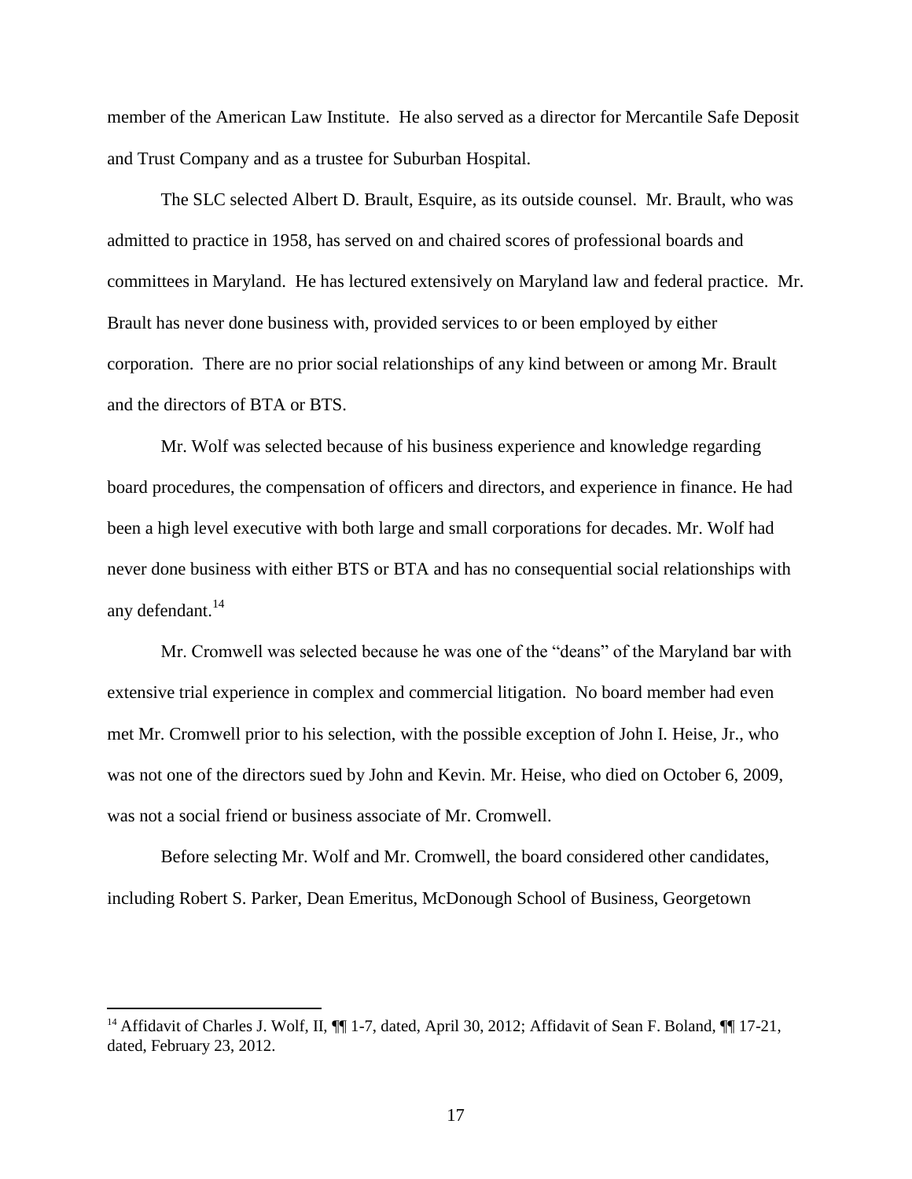member of the American Law Institute. He also served as a director for Mercantile Safe Deposit and Trust Company and as a trustee for Suburban Hospital.

The SLC selected Albert D. Brault, Esquire, as its outside counsel. Mr. Brault, who was admitted to practice in 1958, has served on and chaired scores of professional boards and committees in Maryland. He has lectured extensively on Maryland law and federal practice. Mr. Brault has never done business with, provided services to or been employed by either corporation. There are no prior social relationships of any kind between or among Mr. Brault and the directors of BTA or BTS.

Mr. Wolf was selected because of his business experience and knowledge regarding board procedures, the compensation of officers and directors, and experience in finance. He had been a high level executive with both large and small corporations for decades. Mr. Wolf had never done business with either BTS or BTA and has no consequential social relationships with any defendant.[14]

Mr. Cromwell was selected because he was one of the "deans" of the Maryland bar with extensive trial experience in complex and commercial litigation. No board member had even met Mr. Cromwell prior to his selection, with the possible exception of John I. Heise, Jr., who was not one of the directors sued by John and Kevin. Mr. Heise, who died on October 6, 2009, was not a social friend or business associate of Mr. Cromwell.

Before selecting Mr. Wolf and Mr. Cromwell, the board considered other candidates, including Robert S. Parker, Dean Emeritus, McDonough School of Business, Georgetown

[14] Affidavit of Charles J. Wolf, II, ¶¶ 1-7, dated, April 30, 2012; Affidavit of Sean F. Boland, ¶¶ 17-21, dated, February 23, 2012.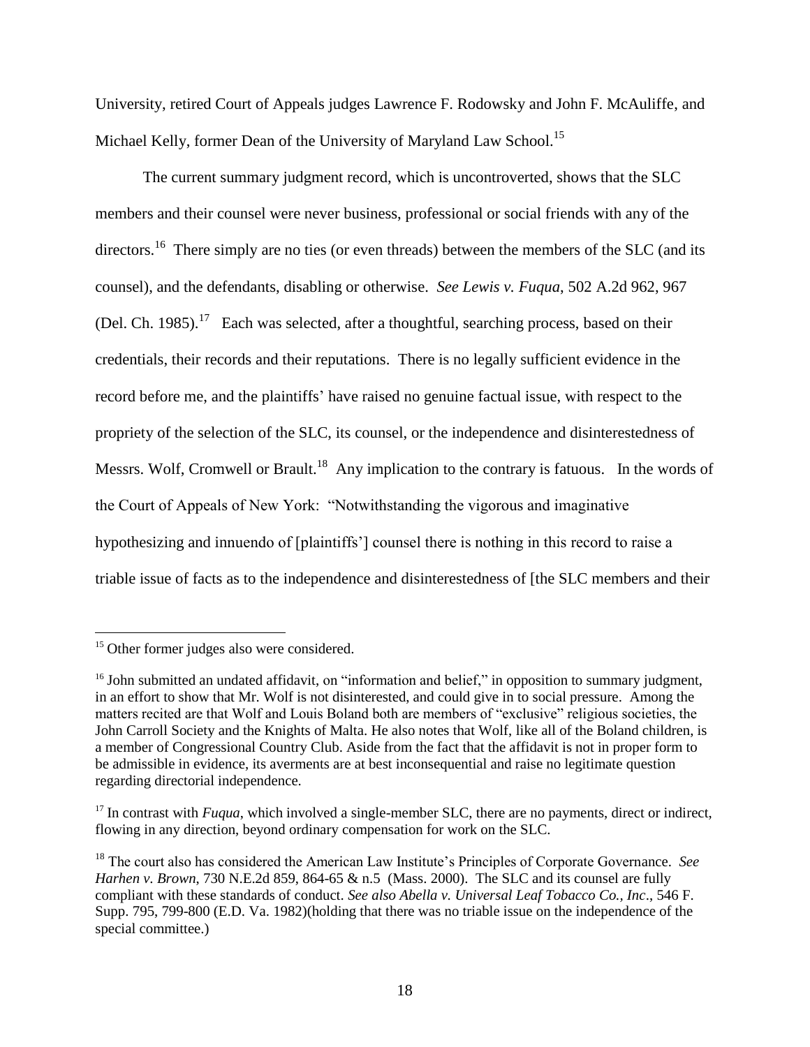University, retired Court of Appeals judges Lawrence F. Rodowsky and John F. McAuliffe, and Michael Kelly, former Dean of the University of Maryland Law School.[15]

The current summary judgment record, which is uncontroverted, shows that the SLC members and their counsel were never business, professional or social friends with any of the directors.[16] There simply are no ties (or even threads) between the members of the SLC (and its counsel), and the defendants, disabling or otherwise. *See Lewis v. Fuqua*, 502 A.2d 962, 967 (Del. Ch. 1985).[17] Each was selected, after a thoughtful, searching process, based on their credentials, their records and their reputations. There is no legally sufficient evidence in the record before me, and the plaintiffs' have raised no genuine factual issue, with respect to the propriety of the selection of the SLC, its counsel, or the independence and disinterestedness of Messrs. Wolf, Cromwell or Brault.[18] Any implication to the contrary is fatuous. In the words of the Court of Appeals of New York: "Notwithstanding the vigorous and imaginative hypothesizing and innuendo of [plaintiffs'] counsel there is nothing in this record to raise a triable issue of facts as to the independence and disinterestedness of [the SLC members and their

---

[15] Other former judges also were considered.

[16] John submitted an undated affidavit, on "information and belief," in opposition to summary judgment, in an effort to show that Mr. Wolf is not disinterested, and could give in to social pressure. Among the matters recited are that Wolf and Louis Boland both are members of "exclusive" religious societies, the John Carroll Society and the Knights of Malta. He also notes that Wolf, like all of the Boland children, is a member of Congressional Country Club. Aside from the fact that the affidavit is not in proper form to be admissible in evidence, its averments are at best inconsequential and raise no legitimate question regarding directorial independence.

[17] In contrast with *Fuqua*, which involved a single-member SLC, there are no payments, direct or indirect, flowing in any direction, beyond ordinary compensation for work on the SLC.

[18] The court also has considered the American Law Institute's Principles of Corporate Governance. *See Harhen v. Brown*, 730 N.E.2d 859, 864-65 & n.5 (Mass. 2000). The SLC and its counsel are fully compliant with these standards of conduct. *See also Abella v. Universal Leaf Tobacco Co., Inc*., 546 F. Supp. 795, 799-800 (E.D. Va. 1982)(holding that there was no triable issue on the independence of the special committee.)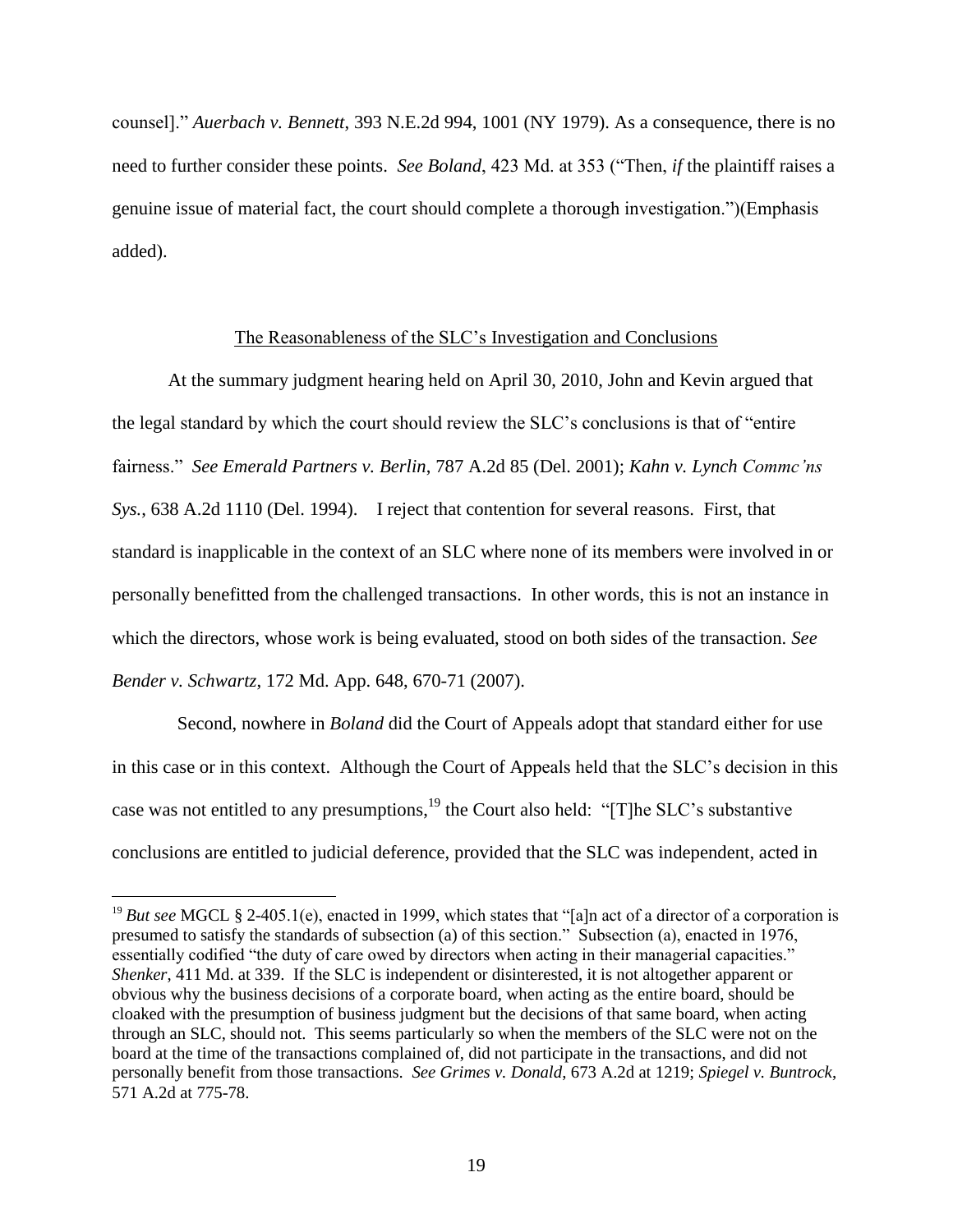counsel]." *Auerbach v. Bennett*, 393 N.E.2d 994, 1001 (NY 1979). As a consequence, there is no need to further consider these points. *See Boland*, 423 Md. at 353 ("Then, *if* the plaintiff raises a genuine issue of material fact, the court should complete a thorough investigation.")(Emphasis added).

<u>The Reasonableness of the SLC's Investigation and Conclusions</u>

At the summary judgment hearing held on April 30, 2010, John and Kevin argued that the legal standard by which the court should review the SLC's conclusions is that of "entire fairness." *See Emerald Partners v. Berlin*, 787 A.2d 85 (Del. 2001); *Kahn v. Lynch Commc'ns Sys.*, 638 A.2d 1110 (Del. 1994). I reject that contention for several reasons. First, that standard is inapplicable in the context of an SLC where none of its members were involved in or personally benefitted from the challenged transactions. In other words, this is not an instance in which the directors, whose work is being evaluated, stood on both sides of the transaction. *See Bender v. Schwartz*, 172 Md. App. 648, 670-71 (2007).

Second, nowhere in *Boland* did the Court of Appeals adopt that standard either for use in this case or in this context. Although the Court of Appeals held that the SLC's decision in this case was not entitled to any presumptions,[19] the Court also held: "[T]he SLC's substantive conclusions are entitled to judicial deference, provided that the SLC was independent, acted in

---

[19] *But see* MGCL § 2-405.1(e), enacted in 1999, which states that "[a]n act of a director of a corporation is presumed to satisfy the standards of subsection (a) of this section." Subsection (a), enacted in 1976, essentially codified "the duty of care owed by directors when acting in their managerial capacities." *Shenker*, 411 Md. at 339. If the SLC is independent or disinterested, it is not altogether apparent or obvious why the business decisions of a corporate board, when acting as the entire board, should be cloaked with the presumption of business judgment but the decisions of that same board, when acting through an SLC, should not. This seems particularly so when the members of the SLC were not on the board at the time of the transactions complained of, did not participate in the transactions, and did not personally benefit from those transactions. *See Grimes v. Donald*, 673 A.2d at 1219; *Spiegel v. Buntrock*, 571 A.2d at 775-78.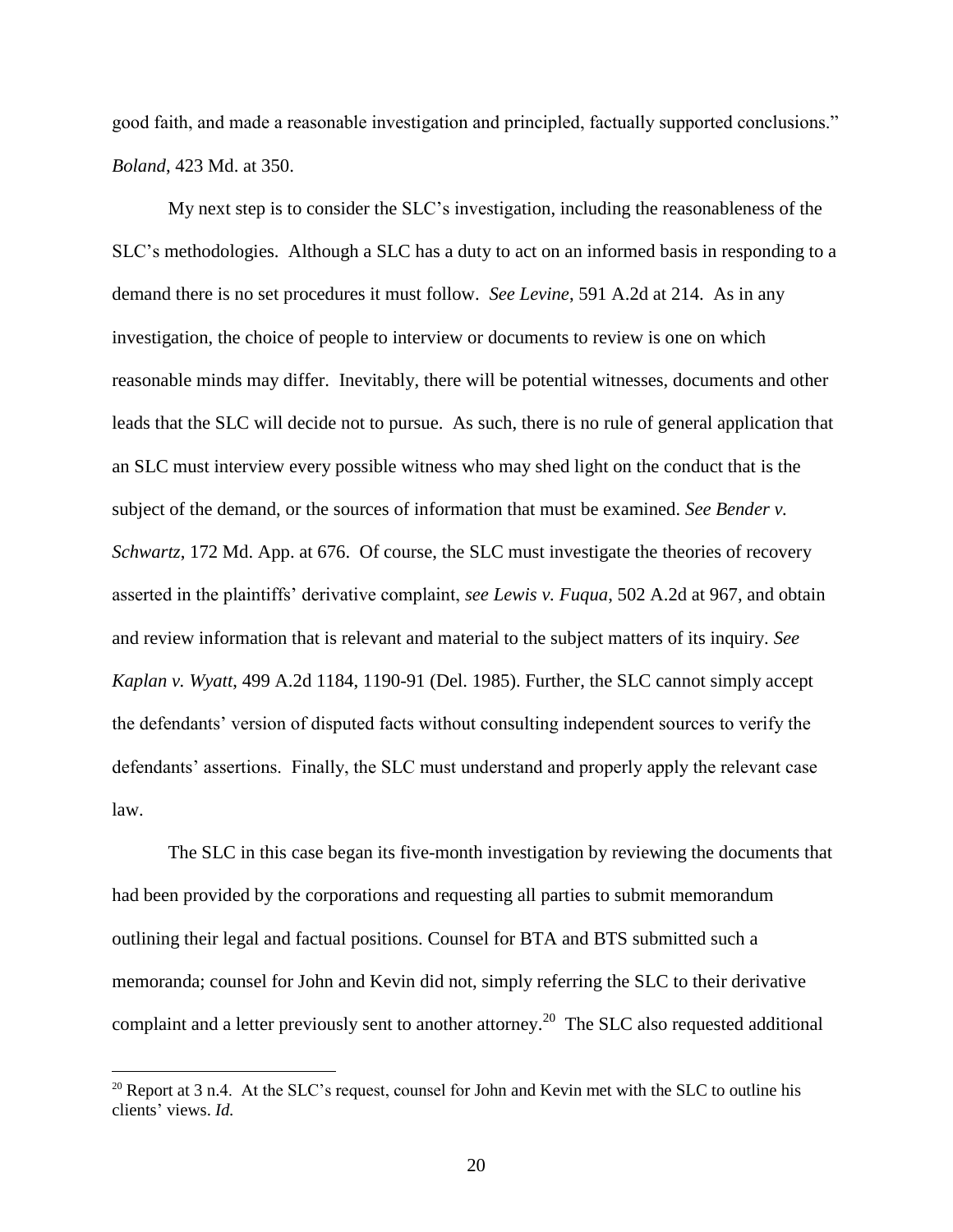good faith, and made a reasonable investigation and principled, factually supported conclusions." *Boland*, 423 Md. at 350.

My next step is to consider the SLC's investigation, including the reasonableness of the SLC's methodologies. Although a SLC has a duty to act on an informed basis in responding to a demand there is no set procedures it must follow. *See Levine*, 591 A.2d at 214. As in any investigation, the choice of people to interview or documents to review is one on which reasonable minds may differ. Inevitably, there will be potential witnesses, documents and other leads that the SLC will decide not to pursue. As such, there is no rule of general application that an SLC must interview every possible witness who may shed light on the conduct that is the subject of the demand, or the sources of information that must be examined. *See Bender v. Schwartz*, 172 Md. App. at 676. Of course, the SLC must investigate the theories of recovery asserted in the plaintiffs' derivative complaint, *see Lewis v. Fuqua*, 502 A.2d at 967, and obtain and review information that is relevant and material to the subject matters of its inquiry. *See Kaplan v. Wyatt*, 499 A.2d 1184, 1190-91 (Del. 1985). Further, the SLC cannot simply accept the defendants' version of disputed facts without consulting independent sources to verify the defendants' assertions. Finally, the SLC must understand and properly apply the relevant case law.

The SLC in this case began its five-month investigation by reviewing the documents that had been provided by the corporations and requesting all parties to submit memorandum outlining their legal and factual positions. Counsel for BTA and BTS submitted such a memoranda; counsel for John and Kevin did not, simply referring the SLC to their derivative complaint and a letter previously sent to another attorney.[20] The SLC also requested additional

[20] Report at 3 n.4. At the SLC's request, counsel for John and Kevin met with the SLC to outline his clients' views. *Id.*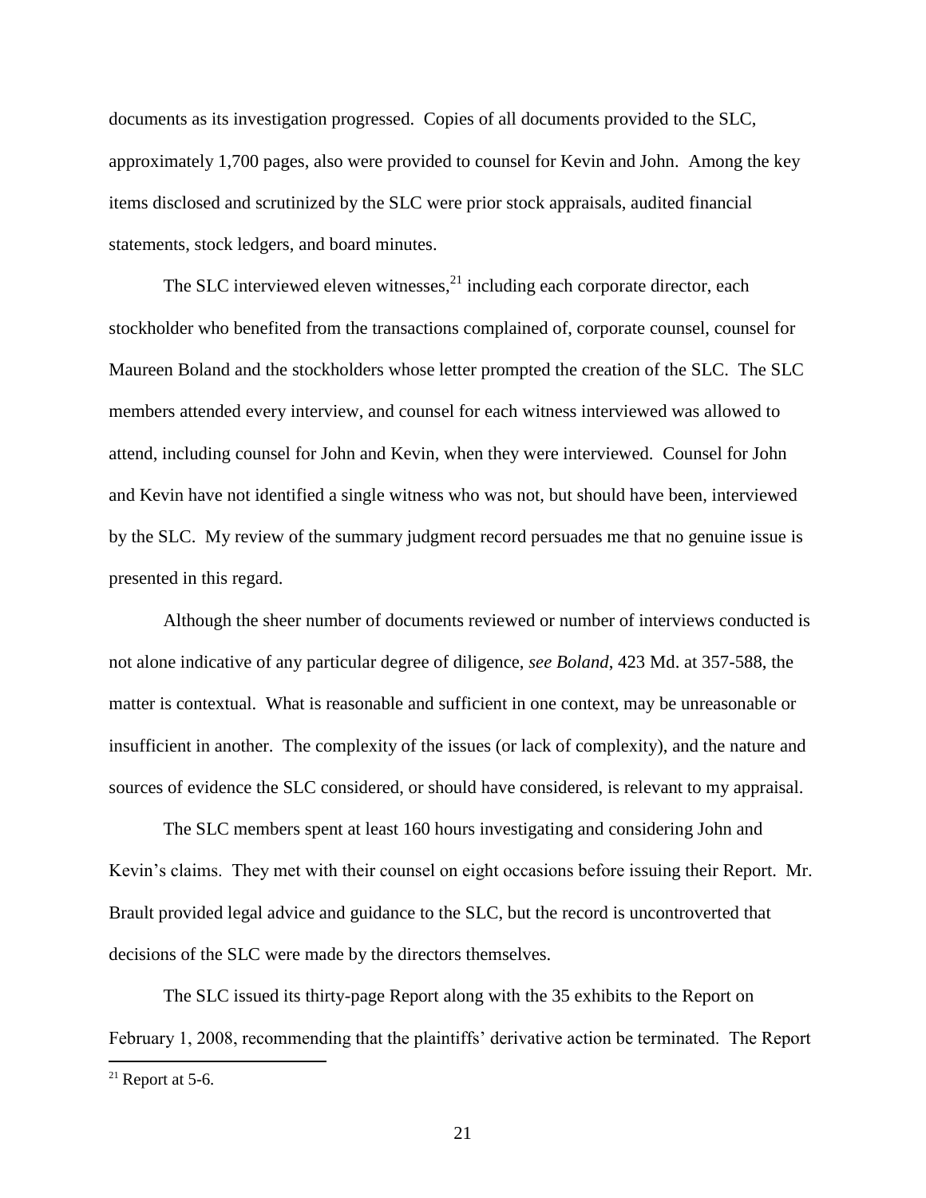documents as its investigation progressed. Copies of all documents provided to the SLC, approximately 1,700 pages, also were provided to counsel for Kevin and John. Among the key items disclosed and scrutinized by the SLC were prior stock appraisals, audited financial statements, stock ledgers, and board minutes.

The SLC interviewed eleven witnesses,[21] including each corporate director, each stockholder who benefited from the transactions complained of, corporate counsel, counsel for Maureen Boland and the stockholders whose letter prompted the creation of the SLC. The SLC members attended every interview, and counsel for each witness interviewed was allowed to attend, including counsel for John and Kevin, when they were interviewed. Counsel for John and Kevin have not identified a single witness who was not, but should have been, interviewed by the SLC. My review of the summary judgment record persuades me that no genuine issue is presented in this regard.

Although the sheer number of documents reviewed or number of interviews conducted is not alone indicative of any particular degree of diligence, *see Boland*, 423 Md. at 357-588, the matter is contextual. What is reasonable and sufficient in one context, may be unreasonable or insufficient in another. The complexity of the issues (or lack of complexity), and the nature and sources of evidence the SLC considered, or should have considered, is relevant to my appraisal.

The SLC members spent at least 160 hours investigating and considering John and Kevin's claims. They met with their counsel on eight occasions before issuing their Report. Mr. Brault provided legal advice and guidance to the SLC, but the record is uncontroverted that decisions of the SLC were made by the directors themselves.

The SLC issued its thirty-page Report along with the 35 exhibits to the Report on February 1, 2008, recommending that the plaintiffs' derivative action be terminated. The Report

[21] Report at 5-6.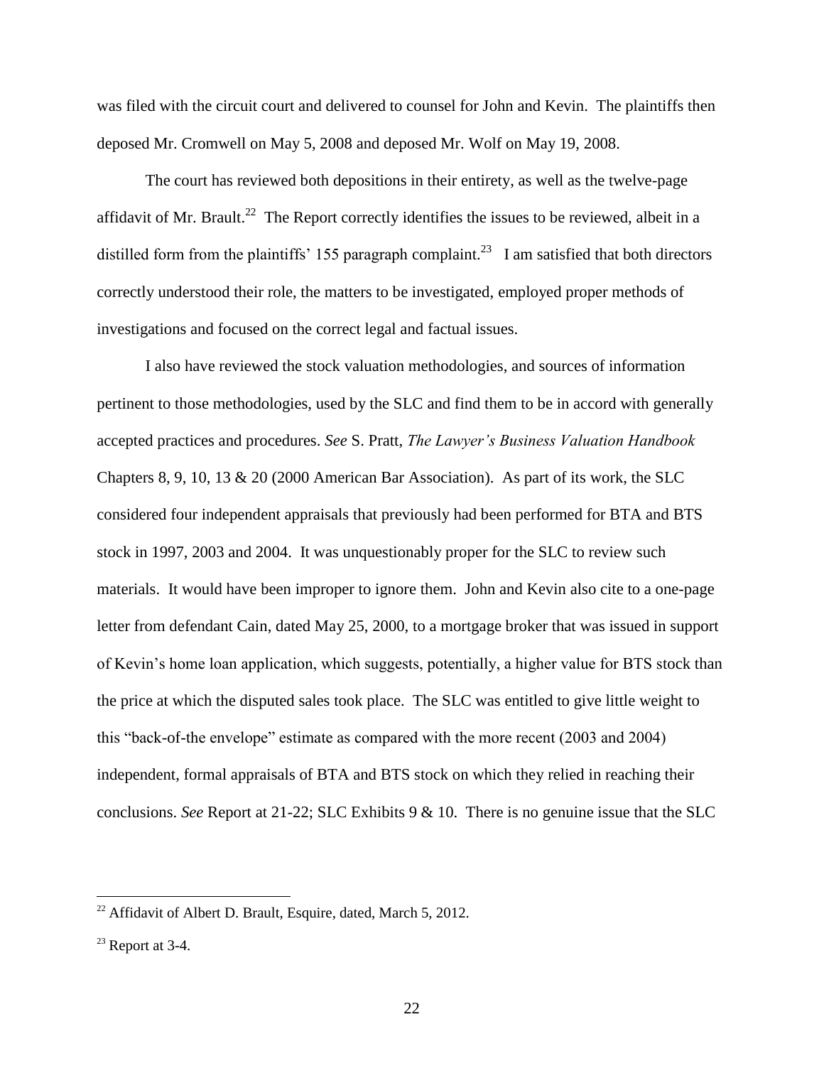was filed with the circuit court and delivered to counsel for John and Kevin. The plaintiffs then deposed Mr. Cromwell on May 5, 2008 and deposed Mr. Wolf on May 19, 2008.

The court has reviewed both depositions in their entirety, as well as the twelve-page affidavit of Mr. Brault.[22] The Report correctly identifies the issues to be reviewed, albeit in a distilled form from the plaintiffs' 155 paragraph complaint.[23] I am satisfied that both directors correctly understood their role, the matters to be investigated, employed proper methods of investigations and focused on the correct legal and factual issues.

I also have reviewed the stock valuation methodologies, and sources of information pertinent to those methodologies, used by the SLC and find them to be in accord with generally accepted practices and procedures. *See* S. Pratt, *The Lawyer's Business Valuation Handbook* Chapters 8, 9, 10, 13 & 20 (2000 American Bar Association). As part of its work, the SLC considered four independent appraisals that previously had been performed for BTA and BTS stock in 1997, 2003 and 2004. It was unquestionably proper for the SLC to review such materials. It would have been improper to ignore them. John and Kevin also cite to a one-page letter from defendant Cain, dated May 25, 2000, to a mortgage broker that was issued in support of Kevin's home loan application, which suggests, potentially, a higher value for BTS stock than the price at which the disputed sales took place. The SLC was entitled to give little weight to this "back-of-the envelope" estimate as compared with the more recent (2003 and 2004) independent, formal appraisals of BTA and BTS stock on which they relied in reaching their conclusions. *See* Report at 21-22; SLC Exhibits 9 & 10. There is no genuine issue that the SLC

---

[22] Affidavit of Albert D. Brault, Esquire, dated, March 5, 2012.

[23] Report at 3-4.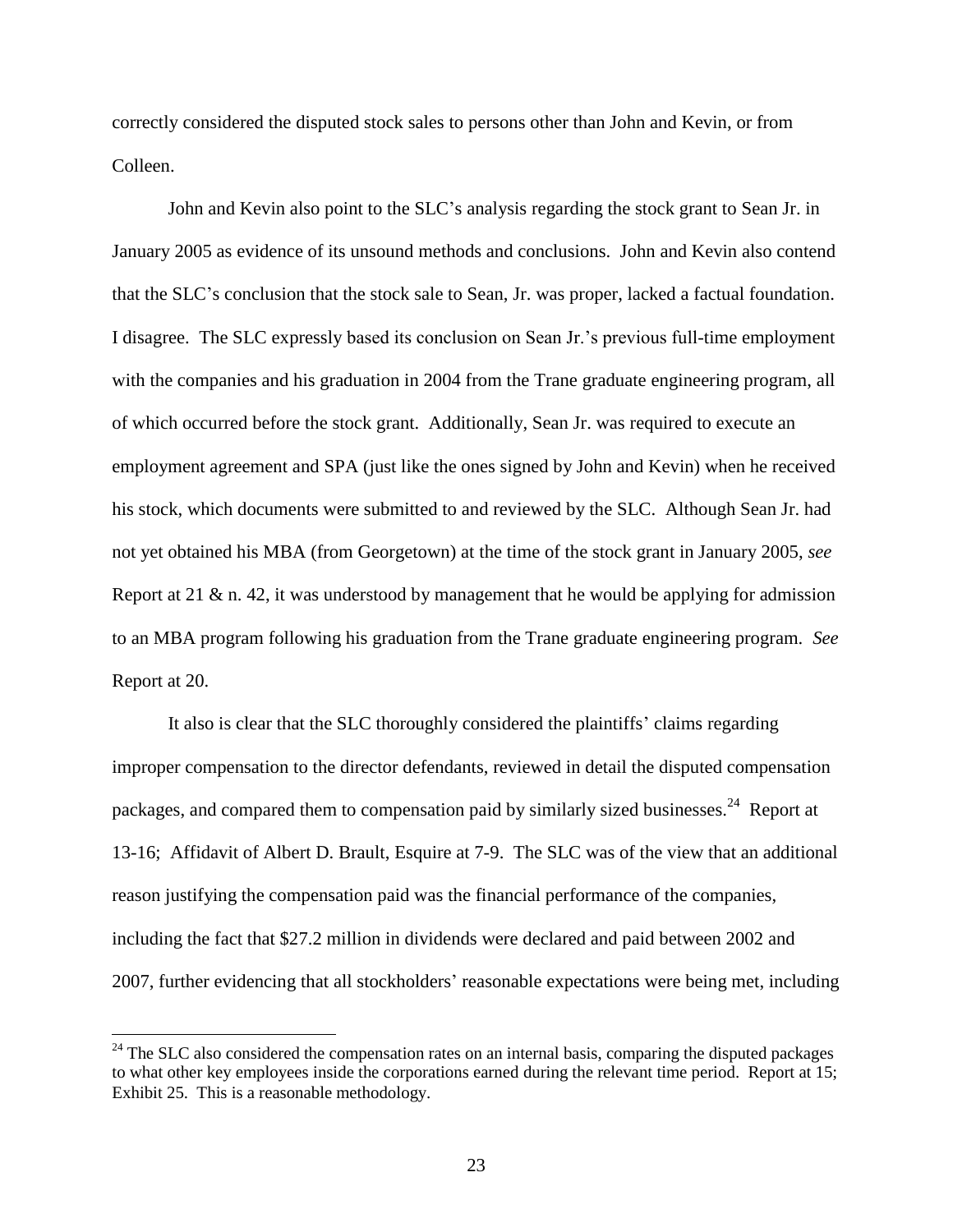correctly considered the disputed stock sales to persons other than John and Kevin, or from Colleen.

John and Kevin also point to the SLC's analysis regarding the stock grant to Sean Jr. in January 2005 as evidence of its unsound methods and conclusions. John and Kevin also contend that the SLC's conclusion that the stock sale to Sean, Jr. was proper, lacked a factual foundation. I disagree. The SLC expressly based its conclusion on Sean Jr.'s previous full-time employment with the companies and his graduation in 2004 from the Trane graduate engineering program, all of which occurred before the stock grant. Additionally, Sean Jr. was required to execute an employment agreement and SPA (just like the ones signed by John and Kevin) when he received his stock, which documents were submitted to and reviewed by the SLC. Although Sean Jr. had not yet obtained his MBA (from Georgetown) at the time of the stock grant in January 2005, *see* Report at 21 & n. 42, it was understood by management that he would be applying for admission to an MBA program following his graduation from the Trane graduate engineering program. *See* Report at 20.

It also is clear that the SLC thoroughly considered the plaintiffs' claims regarding improper compensation to the director defendants, reviewed in detail the disputed compensation packages, and compared them to compensation paid by similarly sized businesses.[24] Report at 13-16; Affidavit of Albert D. Brault, Esquire at 7-9. The SLC was of the view that an additional reason justifying the compensation paid was the financial performance of the companies, including the fact that $27.2 million in dividends were declared and paid between 2002 and 2007, further evidencing that all stockholders' reasonable expectations were being met, including

[24] The SLC also considered the compensation rates on an internal basis, comparing the disputed packages to what other key employees inside the corporations earned during the relevant time period. Report at 15; Exhibit 25. This is a reasonable methodology.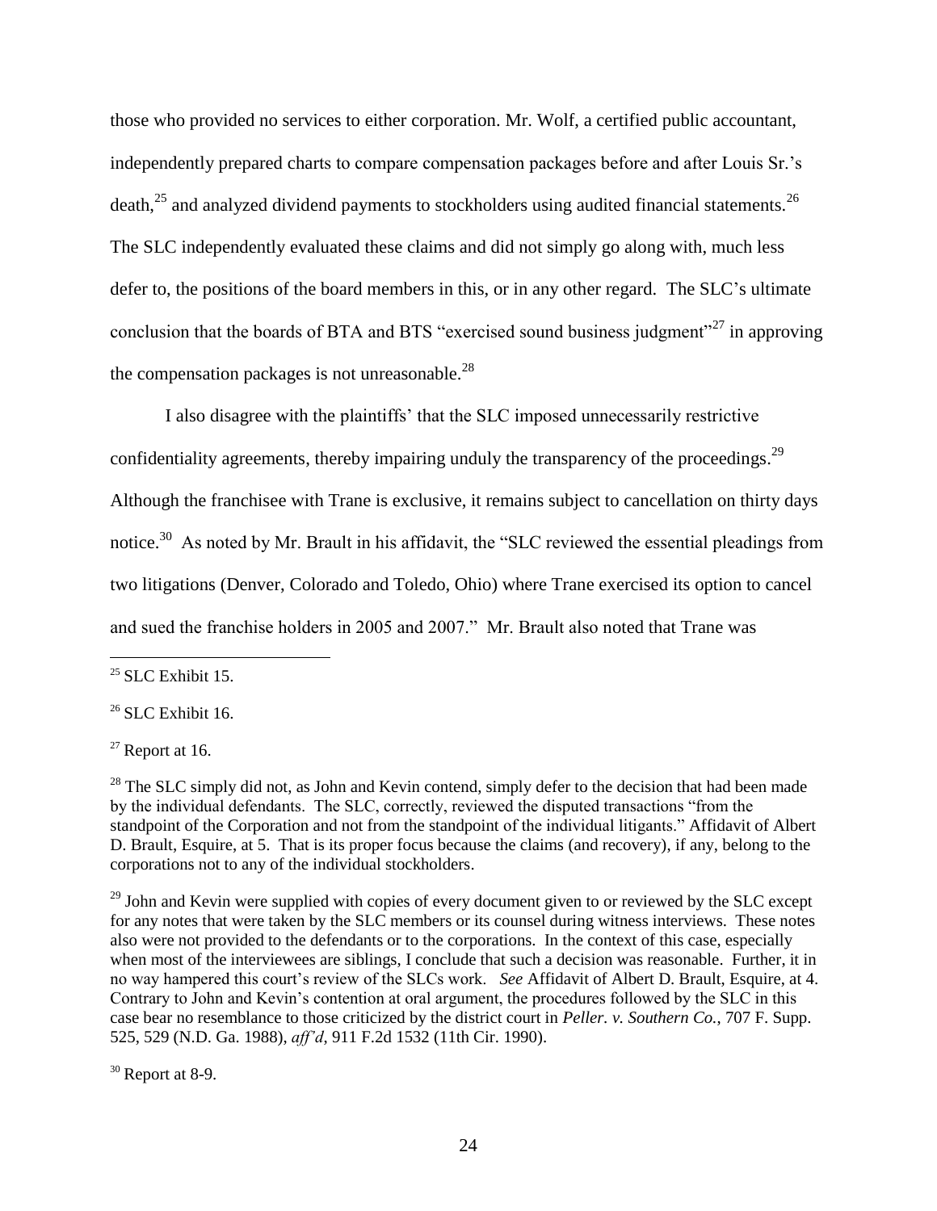those who provided no services to either corporation. Mr. Wolf, a certified public accountant, independently prepared charts to compare compensation packages before and after Louis Sr.'s death,[25] and analyzed dividend payments to stockholders using audited financial statements.[26] The SLC independently evaluated these claims and did not simply go along with, much less defer to, the positions of the board members in this, or in any other regard. The SLC's ultimate conclusion that the boards of BTA and BTS "exercised sound business judgment"[27] in approving the compensation packages is not unreasonable.[28]

I also disagree with the plaintiffs' that the SLC imposed unnecessarily restrictive confidentiality agreements, thereby impairing unduly the transparency of the proceedings.[29] Although the franchisee with Trane is exclusive, it remains subject to cancellation on thirty days notice.[30] As noted by Mr. Brault in his affidavit, the "SLC reviewed the essential pleadings from two litigations (Denver, Colorado and Toledo, Ohio) where Trane exercised its option to cancel and sued the franchise holders in 2005 and 2007." Mr. Brault also noted that Trane was

---

[25] SLC Exhibit 15.

[26] SLC Exhibit 16.

[27] Report at 16.

[28] The SLC simply did not, as John and Kevin contend, simply defer to the decision that had been made by the individual defendants. The SLC, correctly, reviewed the disputed transactions "from the standpoint of the Corporation and not from the standpoint of the individual litigants." Affidavit of Albert D. Brault, Esquire, at 5. That is its proper focus because the claims (and recovery), if any, belong to the corporations not to any of the individual stockholders.

[29] John and Kevin were supplied with copies of every document given to or reviewed by the SLC except for any notes that were taken by the SLC members or its counsel during witness interviews. These notes also were not provided to the defendants or to the corporations. In the context of this case, especially when most of the interviewees are siblings, I conclude that such a decision was reasonable. Further, it in no way hampered this court's review of the SLCs work. *See* Affidavit of Albert D. Brault, Esquire, at 4. Contrary to John and Kevin's contention at oral argument, the procedures followed by the SLC in this case bear no resemblance to those criticized by the district court in *Peller. v. Southern Co.*, 707 F. Supp. 525, 529 (N.D. Ga. 1988), *aff'd*, 911 F.2d 1532 (11th Cir. 1990).

[30] Report at 8-9.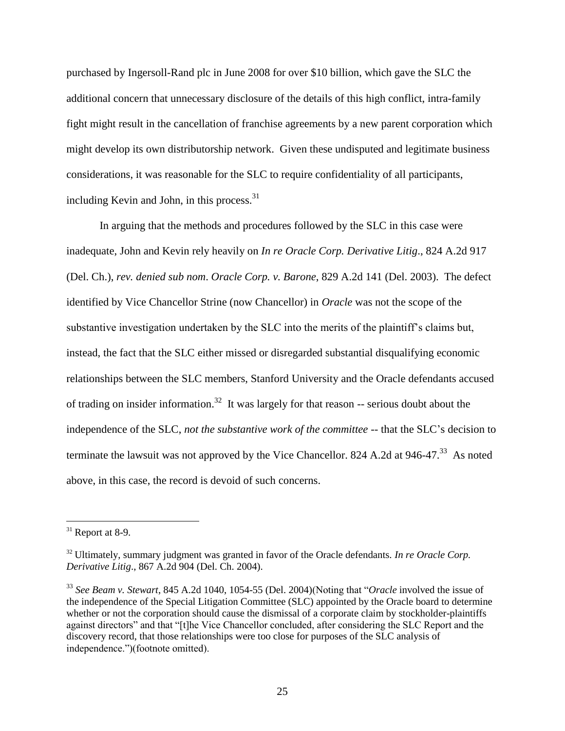purchased by Ingersoll-Rand plc in June 2008 for over $10 billion, which gave the SLC the additional concern that unnecessary disclosure of the details of this high conflict, intra-family fight might result in the cancellation of franchise agreements by a new parent corporation which might develop its own distributorship network. Given these undisputed and legitimate business considerations, it was reasonable for the SLC to require confidentiality of all participants, including Kevin and John, in this process.[31]

In arguing that the methods and procedures followed by the SLC in this case were inadequate, John and Kevin rely heavily on *In re Oracle Corp. Derivative Litig*., 824 A.2d 917 (Del. Ch.), *rev. denied sub nom*. *Oracle Corp. v. Barone*, 829 A.2d 141 (Del. 2003). The defect identified by Vice Chancellor Strine (now Chancellor) in *Oracle* was not the scope of the substantive investigation undertaken by the SLC into the merits of the plaintiff's claims but, instead, the fact that the SLC either missed or disregarded substantial disqualifying economic relationships between the SLC members, Stanford University and the Oracle defendants accused of trading on insider information.[32] It was largely for that reason -- serious doubt about the independence of the SLC, *not the substantive work of the committee* -- that the SLC's decision to terminate the lawsuit was not approved by the Vice Chancellor. 824 A.2d at 946-47.[33] As noted above, in this case, the record is devoid of such concerns.

---

[31] Report at 8-9.

[32] Ultimately, summary judgment was granted in favor of the Oracle defendants. *In re Oracle Corp. Derivative Litig*., 867 A.2d 904 (Del. Ch. 2004).

[33] *See Beam v. Stewart*, 845 A.2d 1040, 1054-55 (Del. 2004)(Noting that "*Oracle* involved the issue of the independence of the Special Litigation Committee (SLC) appointed by the Oracle board to determine whether or not the corporation should cause the dismissal of a corporate claim by stockholder-plaintiffs against directors" and that "[t]he Vice Chancellor concluded, after considering the SLC Report and the discovery record, that those relationships were too close for purposes of the SLC analysis of independence.")(footnote omitted).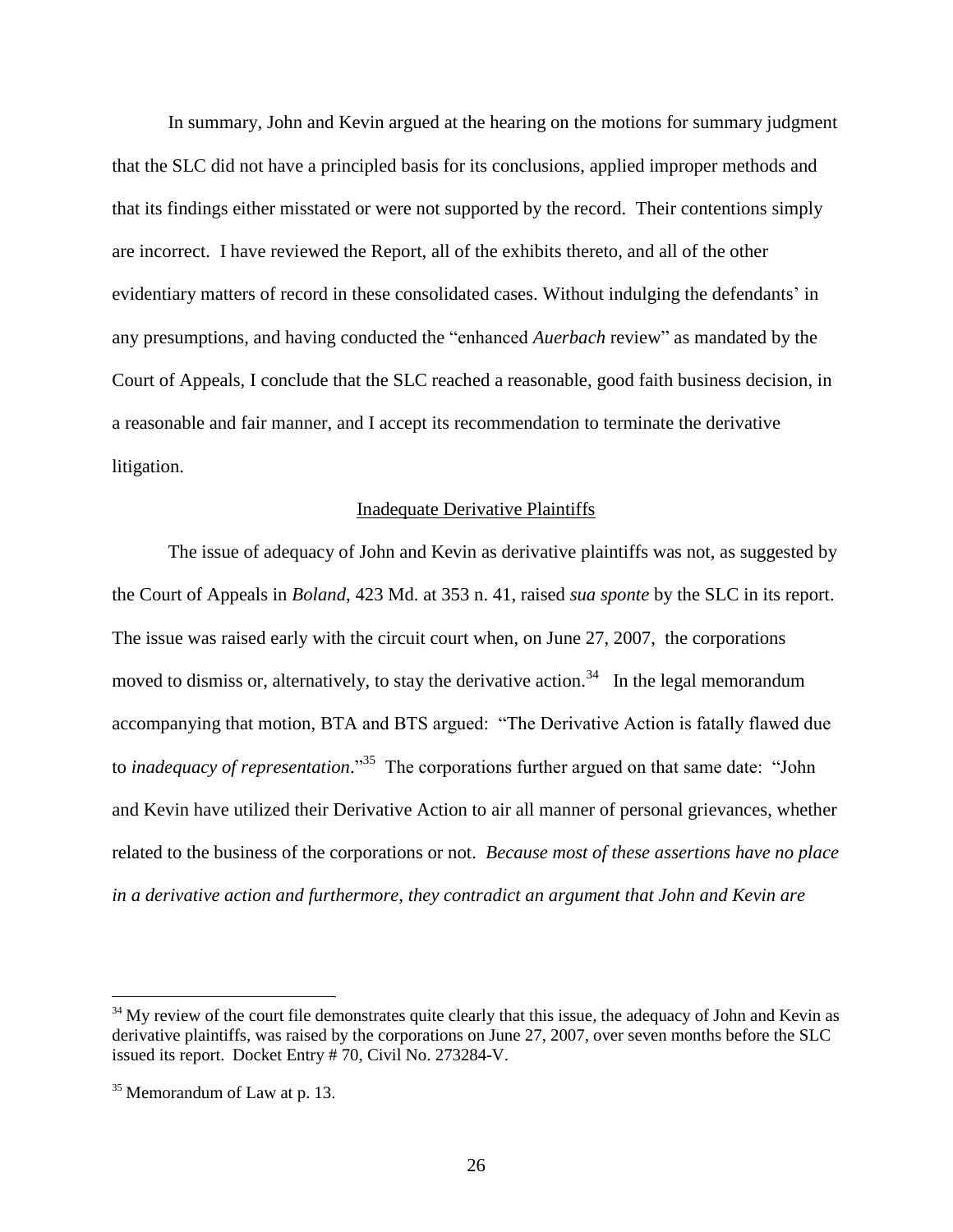In summary, John and Kevin argued at the hearing on the motions for summary judgment that the SLC did not have a principled basis for its conclusions, applied improper methods and that its findings either misstated or were not supported by the record. Their contentions simply are incorrect. I have reviewed the Report, all of the exhibits thereto, and all of the other evidentiary matters of record in these consolidated cases. Without indulging the defendants' in any presumptions, and having conducted the "enhanced *Auerbach* review" as mandated by the Court of Appeals, I conclude that the SLC reached a reasonable, good faith business decision, in a reasonable and fair manner, and I accept its recommendation to terminate the derivative litigation.

## Inadequate Derivative Plaintiffs

The issue of adequacy of John and Kevin as derivative plaintiffs was not, as suggested by the Court of Appeals in *Boland*, 423 Md. at 353 n. 41, raised *sua sponte* by the SLC in its report. The issue was raised early with the circuit court when, on June 27, 2007, the corporations moved to dismiss or, alternatively, to stay the derivative action.[34] In the legal memorandum accompanying that motion, BTA and BTS argued: "The Derivative Action is fatally flawed due to *inadequacy of representation*."[35] The corporations further argued on that same date: "John and Kevin have utilized their Derivative Action to air all manner of personal grievances, whether related to the business of the corporations or not. *Because most of these assertions have no place in a derivative action and furthermore, they contradict an argument that John and Kevin are*

[34] My review of the court file demonstrates quite clearly that this issue, the adequacy of John and Kevin as derivative plaintiffs, was raised by the corporations on June 27, 2007, over seven months before the SLC issued its report. Docket Entry # 70, Civil No. 273284-V.

[35] Memorandum of Law at p. 13.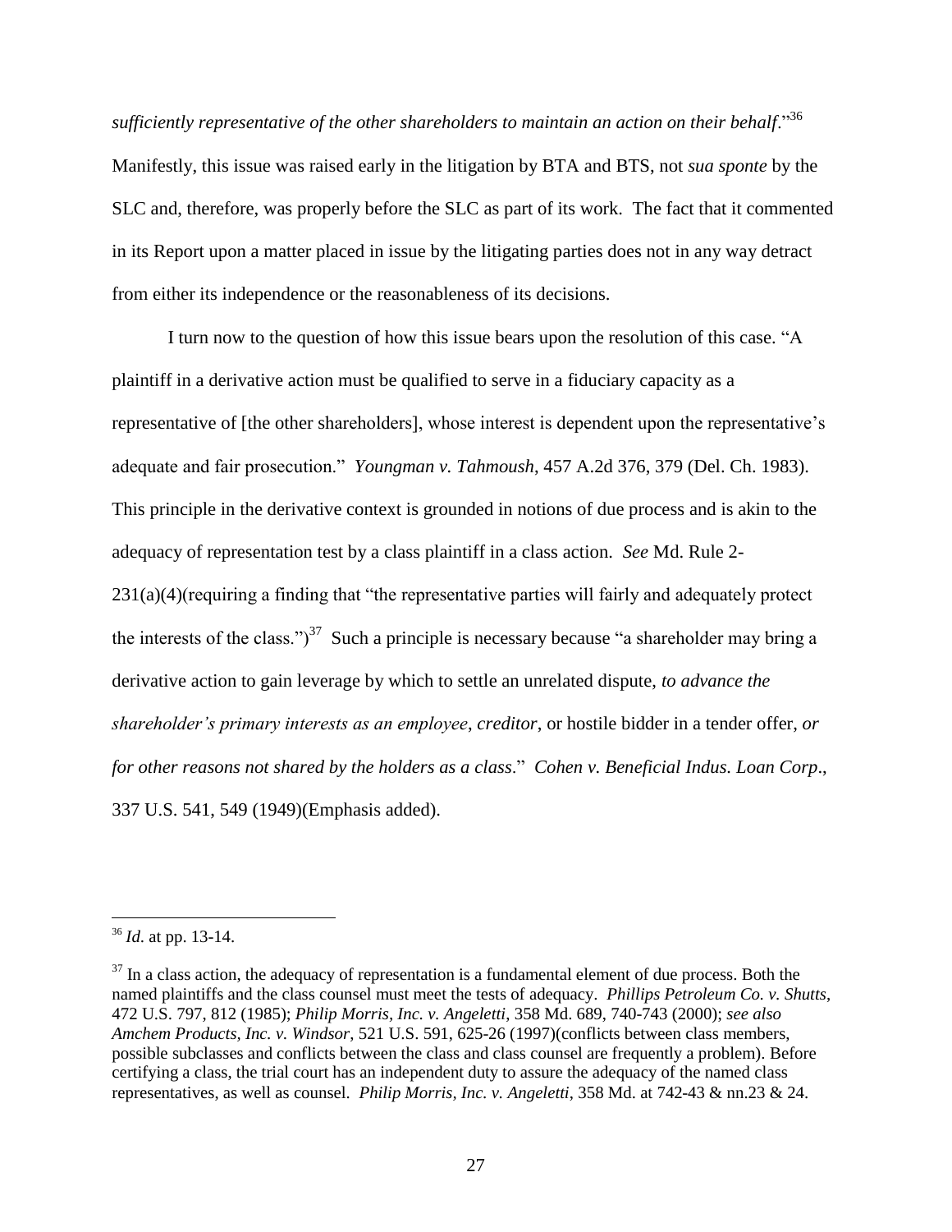*sufficiently representative of the other shareholders to maintain an action on their behalf*."[36] Manifestly, this issue was raised early in the litigation by BTA and BTS, not *sua sponte* by the SLC and, therefore, was properly before the SLC as part of its work. The fact that it commented in its Report upon a matter placed in issue by the litigating parties does not in any way detract from either its independence or the reasonableness of its decisions.

I turn now to the question of how this issue bears upon the resolution of this case. "A plaintiff in a derivative action must be qualified to serve in a fiduciary capacity as a representative of [the other shareholders], whose interest is dependent upon the representative's adequate and fair prosecution." *Youngman v. Tahmoush*, 457 A.2d 376, 379 (Del. Ch. 1983). This principle in the derivative context is grounded in notions of due process and is akin to the adequacy of representation test by a class plaintiff in a class action. *See* Md. Rule 2-231(a)(4)(requiring a finding that "the representative parties will fairly and adequately protect the interests of the class.")[37] Such a principle is necessary because "a shareholder may bring a derivative action to gain leverage by which to settle an unrelated dispute, *to advance the shareholder's primary interests as an employee*, *creditor*, or hostile bidder in a tender offer, *or for other reasons not shared by the holders as a class*." *Cohen v. Beneficial Indus. Loan Corp*., 337 U.S. 541, 549 (1949)(Emphasis added).

---

[36] *Id.* at pp. 13-14.

[37] In a class action, the adequacy of representation is a fundamental element of due process. Both the named plaintiffs and the class counsel must meet the tests of adequacy. *Phillips Petroleum Co. v. Shutts*, 472 U.S. 797, 812 (1985); *Philip Morris, Inc. v. Angeletti*, 358 Md. 689, 740-743 (2000); *see also Amchem Products, Inc. v. Windsor*, 521 U.S. 591, 625-26 (1997)(conflicts between class members, possible subclasses and conflicts between the class and class counsel are frequently a problem). Before certifying a class, the trial court has an independent duty to assure the adequacy of the named class representatives, as well as counsel. *Philip Morris, Inc. v. Angeletti*, 358 Md. at 742-43 & nn.23 & 24.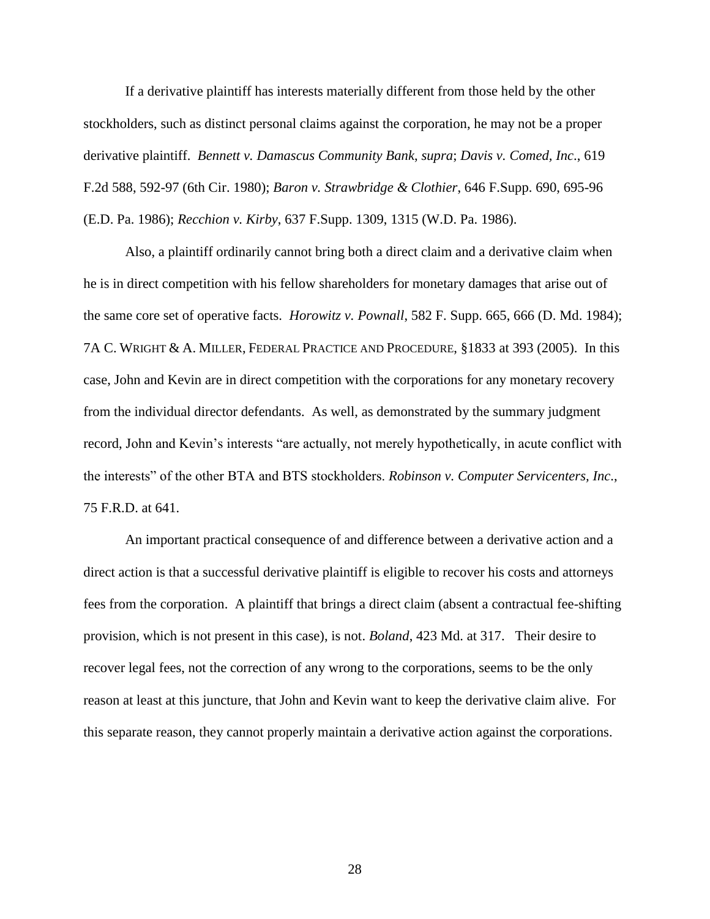If a derivative plaintiff has interests materially different from those held by the other stockholders, such as distinct personal claims against the corporation, he may not be a proper derivative plaintiff. *Bennett v. Damascus Community Bank*, *supra*; *Davis v. Comed, Inc*., 619 F.2d 588, 592-97 (6th Cir. 1980); *Baron v. Strawbridge & Clothier*, 646 F.Supp. 690, 695-96 (E.D. Pa. 1986); *Recchion v. Kirby*, 637 F.Supp. 1309, 1315 (W.D. Pa. 1986).

Also, a plaintiff ordinarily cannot bring both a direct claim and a derivative claim when he is in direct competition with his fellow shareholders for monetary damages that arise out of the same core set of operative facts. *Horowitz v. Pownall*, 582 F. Supp. 665, 666 (D. Md. 1984); 7A C. WRIGHT & A. MILLER, FEDERAL PRACTICE AND PROCEDURE, §1833 at 393 (2005). In this case, John and Kevin are in direct competition with the corporations for any monetary recovery from the individual director defendants. As well, as demonstrated by the summary judgment record, John and Kevin's interests "are actually, not merely hypothetically, in acute conflict with the interests" of the other BTA and BTS stockholders. *Robinson v. Computer Servicenters, Inc*., 75 F.R.D. at 641.

An important practical consequence of and difference between a derivative action and a direct action is that a successful derivative plaintiff is eligible to recover his costs and attorneys fees from the corporation. A plaintiff that brings a direct claim (absent a contractual fee-shifting provision, which is not present in this case), is not. *Boland*, 423 Md. at 317. Their desire to recover legal fees, not the correction of any wrong to the corporations, seems to be the only reason at least at this juncture, that John and Kevin want to keep the derivative claim alive. For this separate reason, they cannot properly maintain a derivative action against the corporations.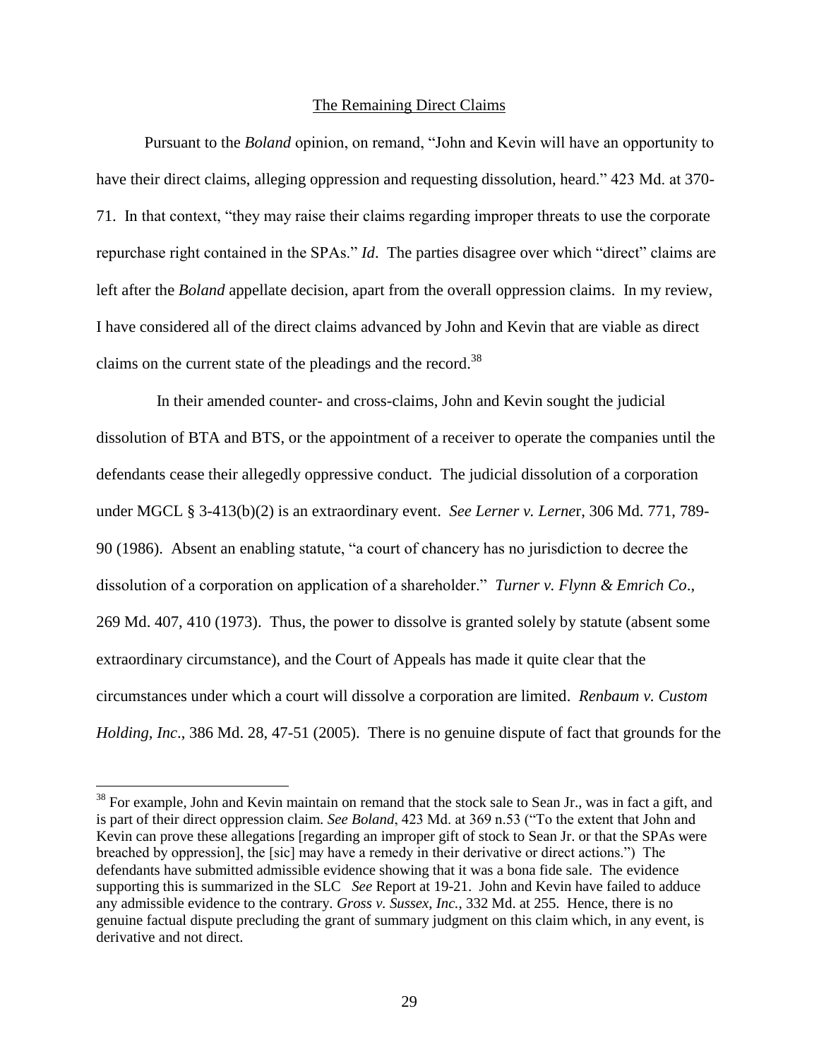## The Remaining Direct Claims

Pursuant to the *Boland* opinion, on remand, "John and Kevin will have an opportunity to have their direct claims, alleging oppression and requesting dissolution, heard." 423 Md. at 370-71. In that context, "they may raise their claims regarding improper threats to use the corporate repurchase right contained in the SPAs." *Id*. The parties disagree over which "direct" claims are left after the *Boland* appellate decision, apart from the overall oppression claims. In my review, I have considered all of the direct claims advanced by John and Kevin that are viable as direct claims on the current state of the pleadings and the record.[38]

In their amended counter- and cross-claims, John and Kevin sought the judicial dissolution of BTA and BTS, or the appointment of a receiver to operate the companies until the defendants cease their allegedly oppressive conduct. The judicial dissolution of a corporation under MGCL § 3-413(b)(2) is an extraordinary event. *See Lerner v. Lerner*, 306 Md. 771, 789-90 (1986). Absent an enabling statute, "a court of chancery has no jurisdiction to decree the dissolution of a corporation on application of a shareholder." *Turner v. Flynn & Emrich Co*., 269 Md. 407, 410 (1973). Thus, the power to dissolve is granted solely by statute (absent some extraordinary circumstance), and the Court of Appeals has made it quite clear that the circumstances under which a court will dissolve a corporation are limited. *Renbaum v. Custom Holding, Inc*., 386 Md. 28, 47-51 (2005). There is no genuine dispute of fact that grounds for the

---

[38] For example, John and Kevin maintain on remand that the stock sale to Sean Jr., was in fact a gift, and is part of their direct oppression claim. *See Boland*, 423 Md. at 369 n.53 ("To the extent that John and Kevin can prove these allegations [regarding an improper gift of stock to Sean Jr. or that the SPAs were breached by oppression], the [sic] may have a remedy in their derivative or direct actions.") The defendants have submitted admissible evidence showing that it was a bona fide sale. The evidence supporting this is summarized in the SLC *See* Report at 19-21. John and Kevin have failed to adduce any admissible evidence to the contrary. *Gross v. Sussex, Inc.*, 332 Md. at 255. Hence, there is no genuine factual dispute precluding the grant of summary judgment on this claim which, in any event, is derivative and not direct.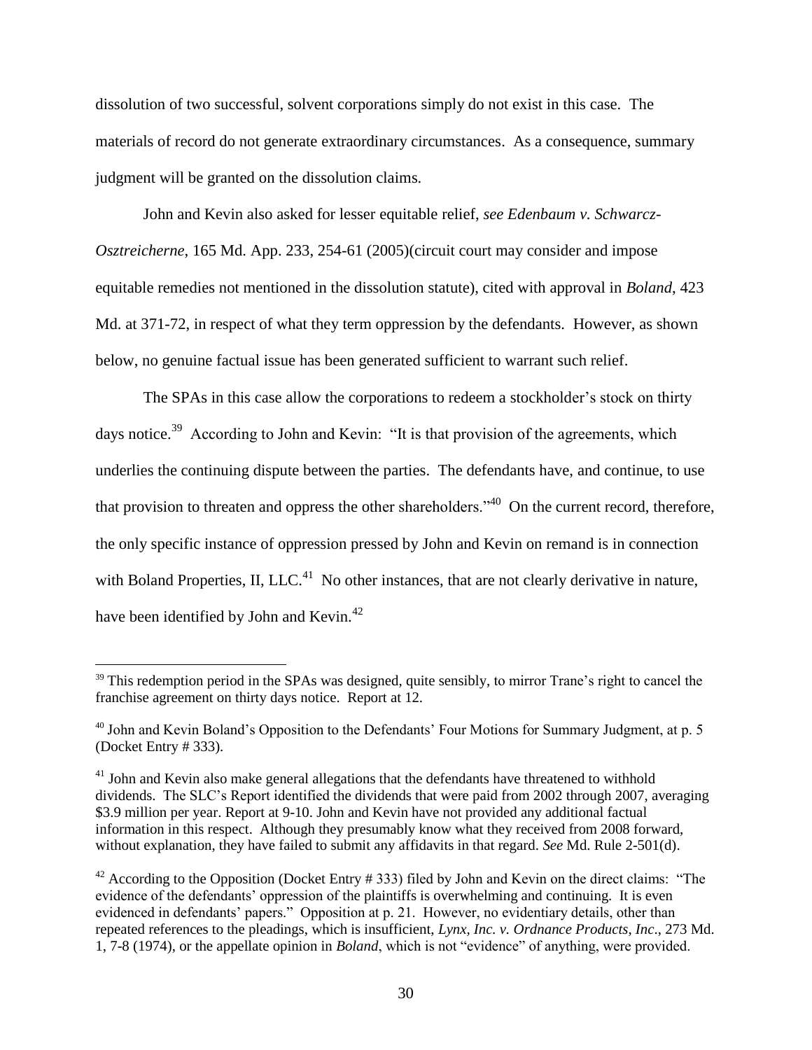dissolution of two successful, solvent corporations simply do not exist in this case. The materials of record do not generate extraordinary circumstances. As a consequence, summary judgment will be granted on the dissolution claims.

John and Kevin also asked for lesser equitable relief, *see Edenbaum v. Schwarcz-Osztreicherne*, 165 Md. App. 233, 254-61 (2005)(circuit court may consider and impose equitable remedies not mentioned in the dissolution statute), cited with approval in *Boland*, 423 Md. at 371-72, in respect of what they term oppression by the defendants. However, as shown below, no genuine factual issue has been generated sufficient to warrant such relief.

The SPAs in this case allow the corporations to redeem a stockholder's stock on thirty days notice.[39] According to John and Kevin: "It is that provision of the agreements, which underlies the continuing dispute between the parties. The defendants have, and continue, to use that provision to threaten and oppress the other shareholders."[40] On the current record, therefore, the only specific instance of oppression pressed by John and Kevin on remand is in connection with Boland Properties, II, LLC.[41] No other instances, that are not clearly derivative in nature, have been identified by John and Kevin.[42]

---

[39] This redemption period in the SPAs was designed, quite sensibly, to mirror Trane's right to cancel the franchise agreement on thirty days notice. Report at 12.

[40] John and Kevin Boland's Opposition to the Defendants' Four Motions for Summary Judgment, at p. 5 (Docket Entry # 333).

[41] John and Kevin also make general allegations that the defendants have threatened to withhold dividends. The SLC's Report identified the dividends that were paid from 2002 through 2007, averaging $3.9 million per year. Report at 9-10. John and Kevin have not provided any additional factual information in this respect. Although they presumably know what they received from 2008 forward, without explanation, they have failed to submit any affidavits in that regard. *See* Md. Rule 2-501(d).

[42] According to the Opposition (Docket Entry # 333) filed by John and Kevin on the direct claims: "The evidence of the defendants' oppression of the plaintiffs is overwhelming and continuing. It is even evidenced in defendants' papers." Opposition at p. 21. However, no evidentiary details, other than repeated references to the pleadings, which is insufficient, *Lynx, Inc. v. Ordnance Products, Inc*., 273 Md. 1, 7-8 (1974), or the appellate opinion in *Boland*, which is not "evidence" of anything, were provided.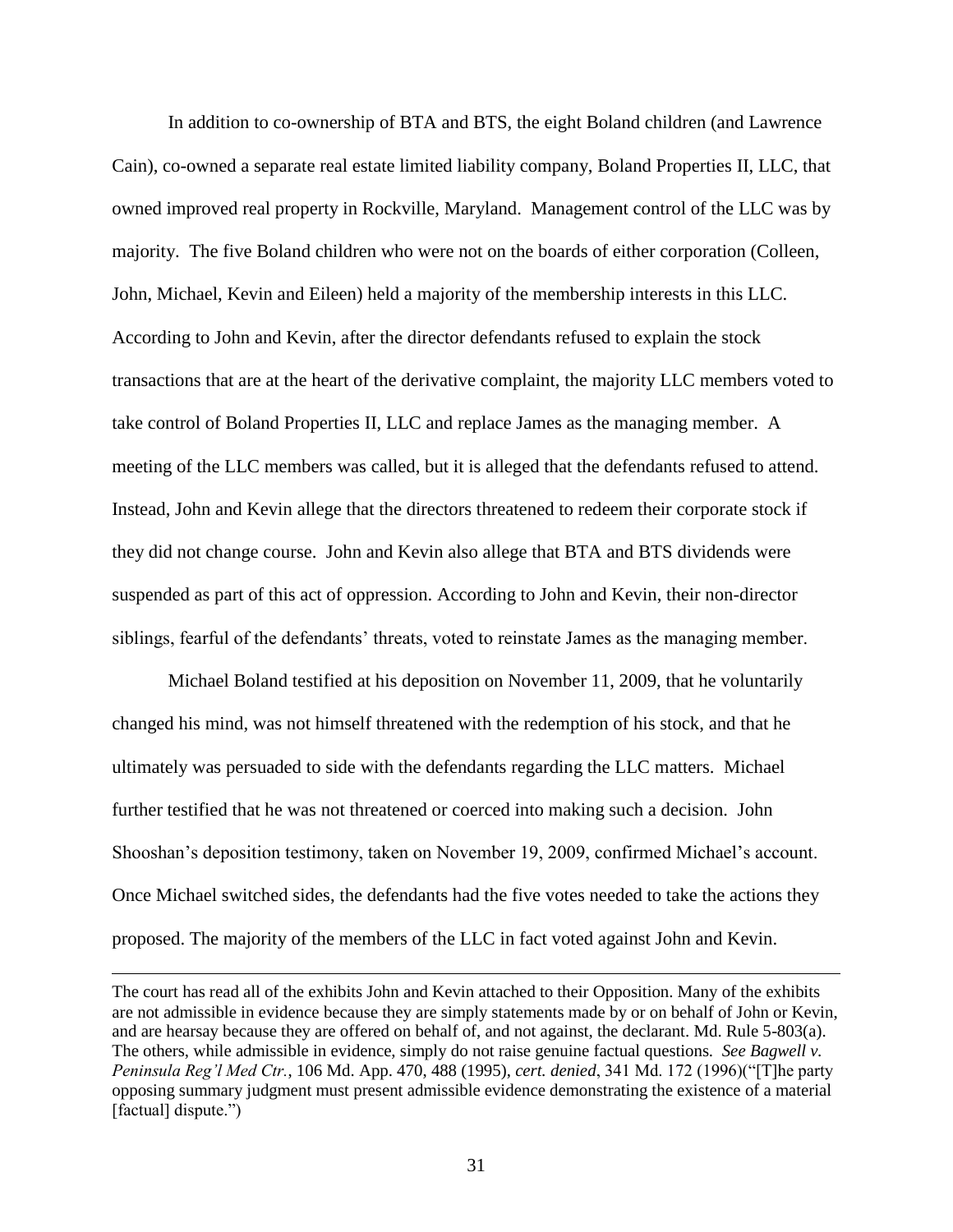In addition to co-ownership of BTA and BTS, the eight Boland children (and Lawrence Cain), co-owned a separate real estate limited liability company, Boland Properties II, LLC, that owned improved real property in Rockville, Maryland. Management control of the LLC was by majority. The five Boland children who were not on the boards of either corporation (Colleen, John, Michael, Kevin and Eileen) held a majority of the membership interests in this LLC. According to John and Kevin, after the director defendants refused to explain the stock transactions that are at the heart of the derivative complaint, the majority LLC members voted to take control of Boland Properties II, LLC and replace James as the managing member. A meeting of the LLC members was called, but it is alleged that the defendants refused to attend. Instead, John and Kevin allege that the directors threatened to redeem their corporate stock if they did not change course. John and Kevin also allege that BTA and BTS dividends were suspended as part of this act of oppression. According to John and Kevin, their non-director siblings, fearful of the defendants' threats, voted to reinstate James as the managing member.

Michael Boland testified at his deposition on November 11, 2009, that he voluntarily changed his mind, was not himself threatened with the redemption of his stock, and that he ultimately was persuaded to side with the defendants regarding the LLC matters. Michael further testified that he was not threatened or coerced into making such a decision. John Shooshan's deposition testimony, taken on November 19, 2009, confirmed Michael's account. Once Michael switched sides, the defendants had the five votes needed to take the actions they proposed. The majority of the members of the LLC in fact voted against John and Kevin.

---

The court has read all of the exhibits John and Kevin attached to their Opposition. Many of the exhibits are not admissible in evidence because they are simply statements made by or on behalf of John or Kevin, and are hearsay because they are offered on behalf of, and not against, the declarant. Md. Rule 5-803(a). The others, while admissible in evidence, simply do not raise genuine factual questions. *See Bagwell v. Peninsula Reg'l Med Ctr.*, 106 Md. App. 470, 488 (1995), *cert. denied*, 341 Md. 172 (1996)("[T]he party opposing summary judgment must present admissible evidence demonstrating the existence of a material [factual] dispute.")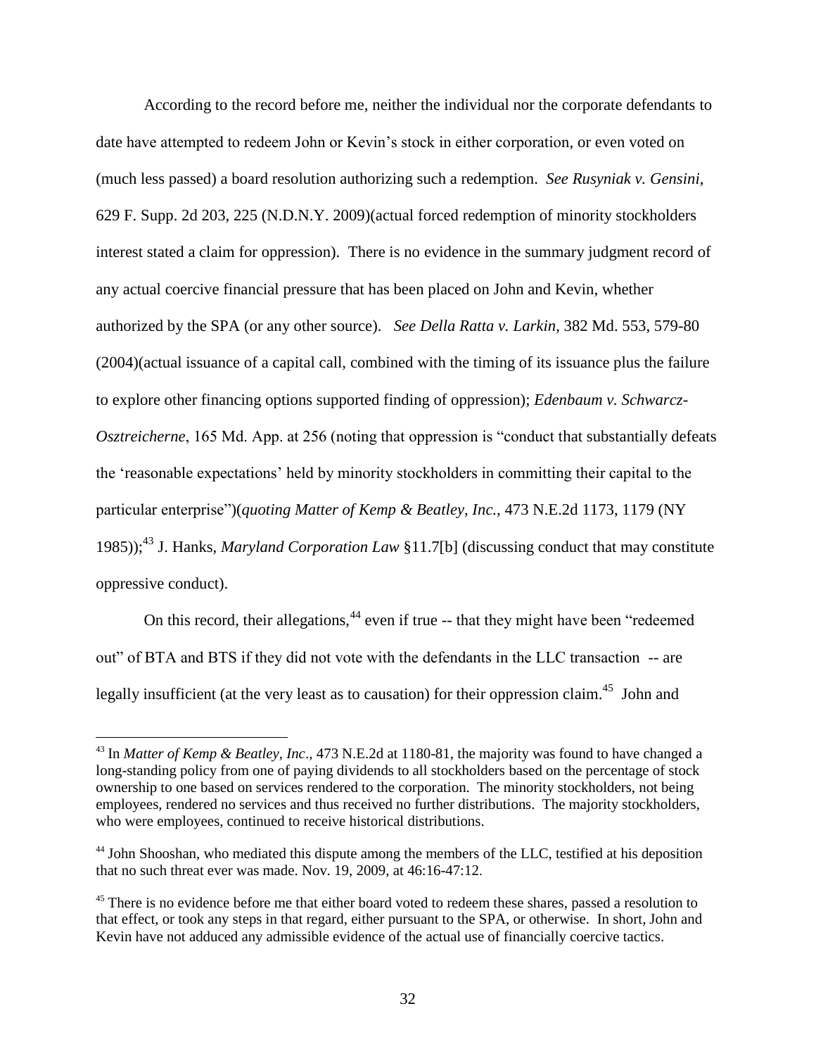According to the record before me, neither the individual nor the corporate defendants to date have attempted to redeem John or Kevin's stock in either corporation, or even voted on (much less passed) a board resolution authorizing such a redemption. *See Rusyniak v. Gensini*, 629 F. Supp. 2d 203, 225 (N.D.N.Y. 2009)(actual forced redemption of minority stockholders interest stated a claim for oppression). There is no evidence in the summary judgment record of any actual coercive financial pressure that has been placed on John and Kevin, whether authorized by the SPA (or any other source). *See Della Ratta v. Larkin*, 382 Md. 553, 579-80 (2004)(actual issuance of a capital call, combined with the timing of its issuance plus the failure to explore other financing options supported finding of oppression); *Edenbaum v. Schwarcz-Osztreicherne*, 165 Md. App. at 256 (noting that oppression is "conduct that substantially defeats the 'reasonable expectations' held by minority stockholders in committing their capital to the particular enterprise")(*quoting Matter of Kemp & Beatley, Inc.,* 473 N.E.2d 1173, 1179 (NY 1985));[43] J. Hanks, *Maryland Corporation Law* §11.7[b] (discussing conduct that may constitute oppressive conduct).

On this record, their allegations,[44] even if true -- that they might have been "redeemed out" of BTA and BTS if they did not vote with the defendants in the LLC transaction -- are legally insufficient (at the very least as to causation) for their oppression claim.[45] John and

---

[43] In *Matter of Kemp & Beatley, Inc*., 473 N.E.2d at 1180-81, the majority was found to have changed a long-standing policy from one of paying dividends to all stockholders based on the percentage of stock ownership to one based on services rendered to the corporation. The minority stockholders, not being employees, rendered no services and thus received no further distributions. The majority stockholders, who were employees, continued to receive historical distributions.

[44] John Shooshan, who mediated this dispute among the members of the LLC, testified at his deposition that no such threat ever was made. Nov. 19, 2009, at 46:16-47:12.

[45] There is no evidence before me that either board voted to redeem these shares, passed a resolution to that effect, or took any steps in that regard, either pursuant to the SPA, or otherwise. In short, John and Kevin have not adduced any admissible evidence of the actual use of financially coercive tactics.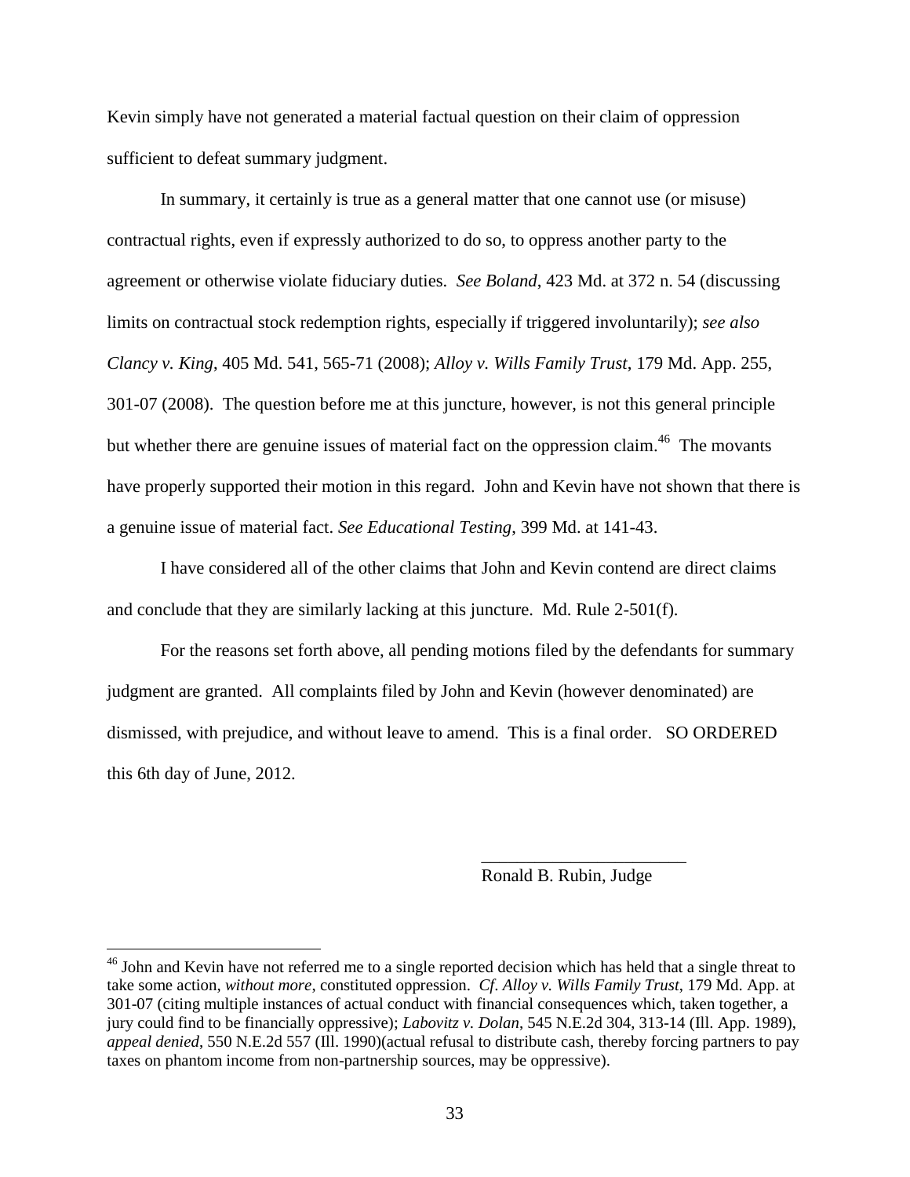Kevin simply have not generated a material factual question on their claim of oppression sufficient to defeat summary judgment.

In summary, it certainly is true as a general matter that one cannot use (or misuse) contractual rights, even if expressly authorized to do so, to oppress another party to the agreement or otherwise violate fiduciary duties. *See Boland*, 423 Md. at 372 n. 54 (discussing limits on contractual stock redemption rights, especially if triggered involuntarily); *see also Clancy v. King*, 405 Md. 541, 565-71 (2008); *Alloy v. Wills Family Trust*, 179 Md. App. 255, 301-07 (2008). The question before me at this juncture, however, is not this general principle but whether there are genuine issues of material fact on the oppression claim.[46] The movants have properly supported their motion in this regard. John and Kevin have not shown that there is a genuine issue of material fact. *See Educational Testing*, 399 Md. at 141-43.

I have considered all of the other claims that John and Kevin contend are direct claims and conclude that they are similarly lacking at this juncture. Md. Rule 2-501(f).

For the reasons set forth above, all pending motions filed by the defendants for summary judgment are granted. All complaints filed by John and Kevin (however denominated) are dismissed, with prejudice, and without leave to amend. This is a final order. SO ORDERED this 6th day of June, 2012.

\_\_\_\_\_\_\_\_\_\_\_\_\_\_\_\_\_\_\_\_\_\_\_\_

Ronald B. Rubin, Judge

---

[46] John and Kevin have not referred me to a single reported decision which has held that a single threat to take some action, *without more*, constituted oppression. *Cf*. *Alloy v. Wills Family Trust*, 179 Md. App. at 301-07 (citing multiple instances of actual conduct with financial consequences which, taken together, a jury could find to be financially oppressive); *Labovitz v. Dolan*, 545 N.E.2d 304, 313-14 (Ill. App. 1989), *appeal denied*, 550 N.E.2d 557 (Ill. 1990)(actual refusal to distribute cash, thereby forcing partners to pay taxes on phantom income from non-partnership sources, may be oppressive).